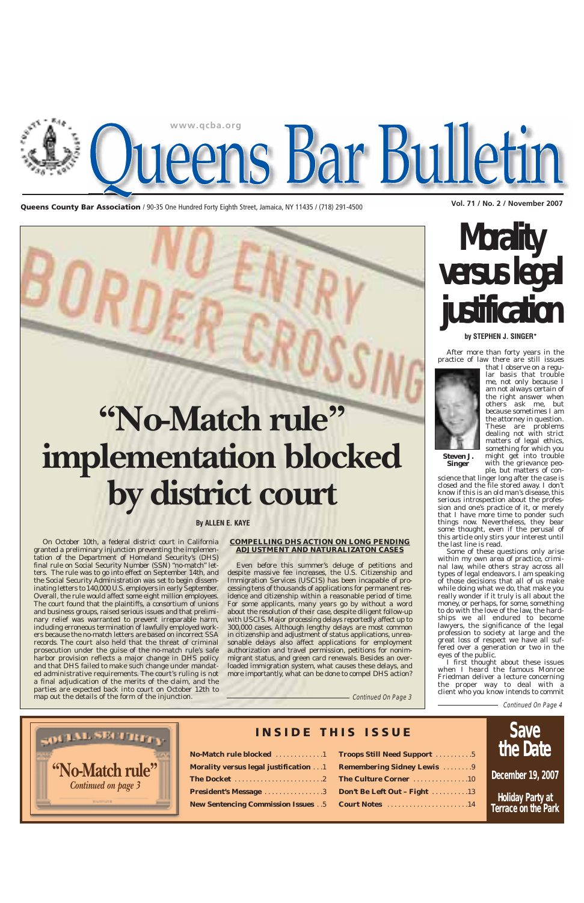# Queens Bar Bulletin

www.qcba.org

**Queens County Bar Association** / 90-35 One Hundred Forty Eighth Street, Jamaica, NY 11435 / (718) 291-4500

**Vol. 71 / No. 2 / November 2007**

# "No-Match rule" implementation blocked by district court

**By ALLEN E. KAYE**

On October 10th, a federal district court in California granted a preliminary injunction preventing the implementation of the Department of Homeland Security's (DHS) final rule on Social Security Number (SSN) "no-match" letters. The rule was to go into effect on September 14th, and the Social Security Administration was set to begin disseminating letters to 140,000 U.S. employers in early September. Overall, the rule would affect some eight million employees. The court found that the plaintiffs, a consortium of unions and business groups, raised serious issues and that preliminary relief was warranted to prevent irreparable harm, including erroneous termination of lawfully employed workers because the no-match letters are based on incorrect SSA records. The court also held that the threat of criminal prosecution under the guise of the no-match rule's safe harbor provision reflects a major change in DHS policy and that DHS failed to make such change under mandated administrative requirements. The court's ruling is not a final adjudication of the merits of the claim, and the parties are expected back into court on October 12th to map out the details of the form of the injunction.

**COMPELLING DHS ACTION ON LONG PENDING ADJUSTMENT AND NATURALIZATON CASES**

Even before this summer's deluge of petitions and despite massive fee increases, the U.S. Citizenship and Immigration Services (USCIS) has been incapable of processing tens of thousands of applications for permanent residence and citizenship within a reasonable period of time. For some applicants, many years go by without a word about the resolution of their case, despite diligent follow-up with USCIS. Major processing delays reportedly affect up to 300,000 cases. Although lengthy delays are most common in citizenship and adjustment of status applications, unreasonable delays also affect applications for employment authorization and travel permission, petitions for nonimmigrant status, and green card renewals. Besides an overloaded immigration system, what causes these delays, and more importantly, what can be done to compel DHS action?

*Continued On Page 3*

# Morality versus legal justification

**by STEPHEN J. SINGER\***

**Steven J. Singer**

After more than forty years in the practice of law there are still issues that I observe on a regular basis that trouble me, not only because I am not always certain of the right answer when others ask me, but because sometimes I am the attorney in question. These are problems dealing not with strict matters of legal ethics, something for which you might get into trouble with the grievance people, but matters of conscience that linger long after the case is closed and the file stored away. I don't know if this is an old man's disease, this serious introspection about the profession and one's practice of it, or merely that I have more time to ponder such things now. Nevertheless, they bear some thought, even if the perusal of this article only stirs your interest until the last line is read.

Some of these questions only arise within my own area of practice, criminal law, while others stray across all types of legal endeavors. I am speaking of those decisions that all of us make while doing what we do, that make you really wonder if it truly is all about the money, or perhaps, for some, something to do with the love of the law, the hardships we all endured to become lawyers, the significance of the legal profession to society at large and the great loss of respect we have all suffered over a generation or two in the eyes of the public.

I first thought about these issues when I heard the famous Monroe Friedman deliver a lecture concerning the proper way to deal with a client who you know intends to commit

*Continued On Page 4*

"No-Match rule"
*Continued on page 3*

## INSIDE THIS ISSUE

| | | | |
|---|---|---|---|
| **No-Match rule blocked** | 1 | **Troops Still Need Support** | 5 |
| **Morality versus legal justification** | 1 | **Remembering Sidney Lewis** | 9 |
| **The Docket** | 2 | **The Culture Corner** | 10 |
| **President's Message** | 3 | **Don't Be Left Out – Fight** | 13 |
| **New Sentencing Commission Issues** | 5 | **Court Notes** | 14 |

**Save the Date**

**December 19, 2007**

**Holiday Party at Terrace on the Park**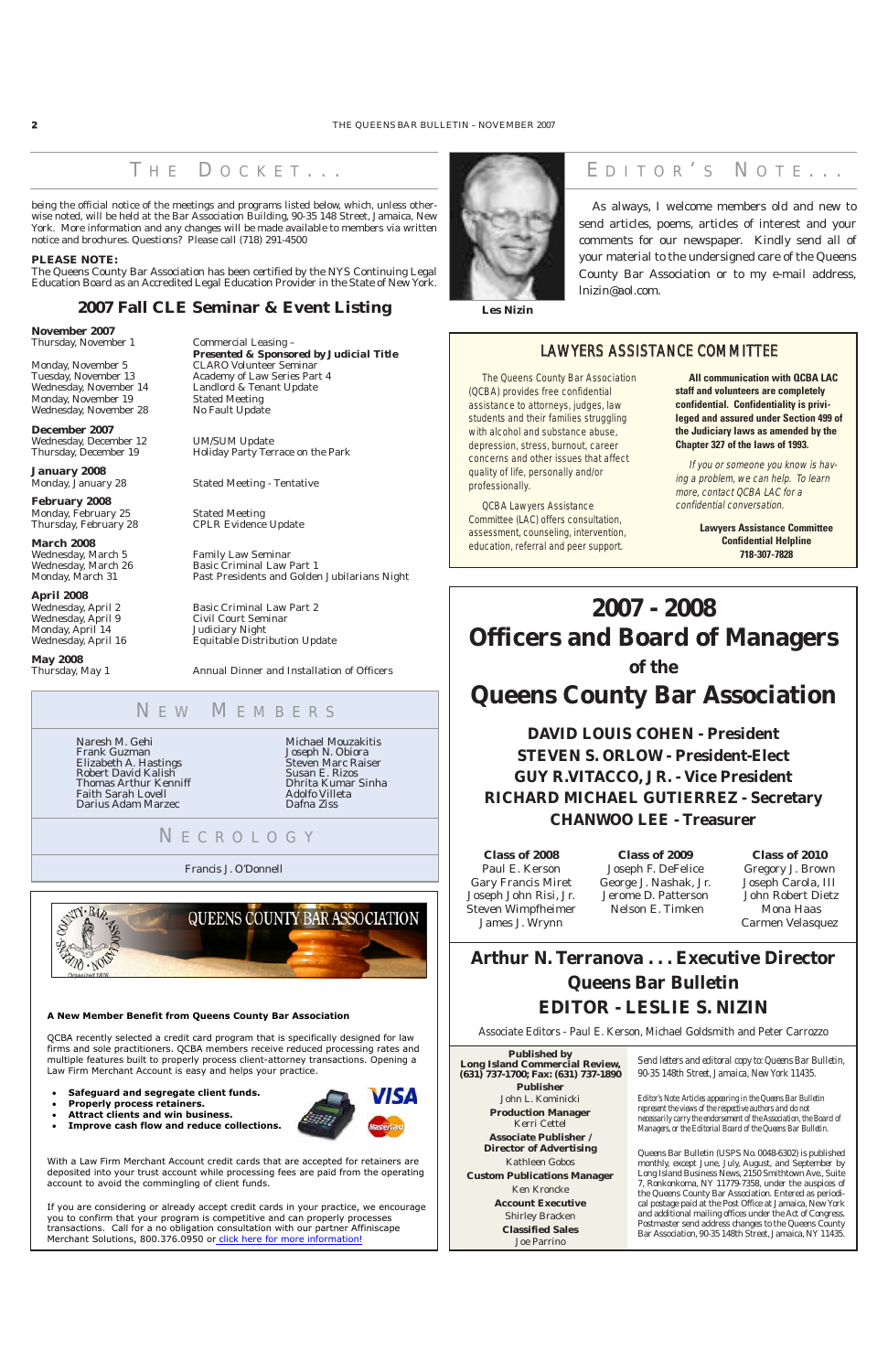## THE DOCKET...

being the official notice of the meetings and programs listed below, which, unless otherwise noted, will be held at the Bar Association Building, 90-35 148 Street, Jamaica, New York. More information and any changes will be made available to members via written notice and brochures. Questions? Please call (718) 291-4500

**PLEASE NOTE:**
The Queens County Bar Association has been certified by the NYS Continuing Legal Education Board as an Accredited Legal Education Provider in the State of New York.

### 2007 Fall CLE Seminar & Event Listing

**November 2007**

| | |
|---|---|
| Thursday, November 1 | Commercial Leasing – **Presented & Sponsored by Judicial Title** |
| Monday, November 5 | CLARO Volunteer Seminar |
| Tuesday, November 13 | Academy of Law Series Part 4 |
| Wednesday, November 14 | Landlord & Tenant Update |
| Monday, November 19 | Stated Meeting |
| Wednesday, November 28 | No Fault Update |

**December 2007**

| | |
|---|---|
| Wednesday, December 12 | UM/SUM Update |
| Thursday, December 19 | Holiday Party Terrace on the Park |

**January 2008**

| | |
|---|---|
| Monday, January 28 | Stated Meeting - Tentative |

**February 2008**

| | |
|---|---|
| Monday, February 25 | Stated Meeting |
| Thursday, February 28 | CPLR Evidence Update |

**March 2008**

| | |
|---|---|
| Wednesday, March 5 | Family Law Seminar |
| Wednesday, March 26 | Basic Criminal Law Part 1 |
| Monday, March 31 | Past Presidents and Golden Jubilarians Night |

**April 2008**

| | |
|---|---|
| Wednesday, April 2 | Basic Criminal Law Part 2 |
| Wednesday, April 9 | Civil Court Seminar |
| Monday, April 14 | Judiciary Night |
| Wednesday, April 16 | Equitable Distribution Update |

**May 2008**

| | |
|---|---|
| Thursday, May 1 | Annual Dinner and Installation of Officers |

## NEW MEMBERS

Naresh M. Gehi
Frank Guzman
Elizabeth A. Hastings
Robert David Kalish
Thomas Arthur Kenniff
Faith Sarah Lovell
Darius Adam Marzec
Michael Mouzakitis
Joseph N. Obiora
Steven Marc Raiser
Susan E. Rizos
Dhrita Kumar Sinha
Adolfo Villeta
Dafna Ziss

## NECROLOGY

Francis J. O'Donnell

QUEENS COUNTY BAR ASSOCIATION

**A New Member Benefit from Queens County Bar Association**

QCBA recently selected a credit card program that is specifically designed for law firms and sole practitioners. QCBA members receive reduced processing rates and multiple features built to properly process client-attorney transactions. Opening a Law Firm Merchant Account is easy and helps your practice.

- **Safeguard and segregate client funds.**
- **Properly process retainers.**
- **Attract clients and win business.**
- **Improve cash flow and reduce collections.**

With a Law Firm Merchant Account credit cards that are accepted for retainers are deposited into your trust account while processing fees are paid from the operating account to avoid the commingling of client funds.

If you are considering or already accept credit cards in your practice, we encourage you to confirm that your program is competitive and can properly processes transactions. Call for a no obligation consultation with our partner Affiniscape Merchant Solutions, 800.376.0950 or click here for more information!

## EDITOR'S NOTE...

As always, I welcome members old and new to send articles, poems, articles of interest and your comments for our newspaper. Kindly send all of your material to the undersigned care of the Queens County Bar Association or to my e-mail address, lnizin@aol.com.

Les Nizin

## LAWYERS ASSISTANCE COMMITTEE

The Queens County Bar Association (QCBA) provides free confidential assistance to attorneys, judges, law students and their families struggling with alcohol and substance abuse, depression, stress, burnout, career concerns and other issues that affect quality of life, personally and/or professionally.

QCBA Lawyers Assistance Committee (LAC) offers consultation, assessment, counseling, intervention, education, referral and peer support.

**All communication with QCBA LAC staff and volunteers are completely confidential. Confidentiality is privileged and assured under Section 499 of the Judiciary laws as amended by the Chapter 327 of the laws of 1993.**

*If you or someone you know is having a problem, we can help. To learn more, contact QCBA LAC for a confidential conversation.*

**Lawyers Assistance Committee**
**Confidential Helpline**
**718-307-7828**

## 2007 - 2008 Officers and Board of Managers of the Queens County Bar Association

**DAVID LOUIS COHEN - President**
**STEVEN S. ORLOW - President-Elect**
**GUY R.VITACCO, JR. - Vice President**
**RICHARD MICHAEL GUTIERREZ - Secretary**
**CHANWOO LEE - Treasurer**

| Class of 2008 | Class of 2009 | Class of 2010 |
|---|---|---|
| Paul E. Kerson | Joseph F. DeFelice | Gregory J. Brown |
| Gary Francis Miret | George J. Nashak, Jr. | Joseph Carola, III |
| Joseph John Risi, Jr. | Jerome D. Patterson | John Robert Dietz |
| Steven Wimpfheimer | Nelson E. Timken | Mona Haas |
| James J. Wrynn | | Carmen Velasquez |

**Arthur N. Terranova . . . Executive Director**
**Queens Bar Bulletin**
**EDITOR - LESLIE S. NIZIN**

Associate Editors - Paul E. Kerson, Michael Goldsmith and Peter Carrozzo

**Published by**
**Long Island Commercial Review, (631) 737-1700; Fax: (631) 737-1890**
**Publisher**
John L. Kominicki
**Production Manager**
Kerri Cettel
**Associate Publisher / Director of Advertising**
Kathleen Gobos
**Custom Publications Manager**
Ken Kroncke
**Account Executive**
Shirley Bracken
**Classified Sales**
Joe Parrino

Send letters and editoral copy to: Queens Bar Bulletin, 90-35 148th Street, Jamaica, New York 11435.

Editor's Note: Articles appearing in the Queens Bar Bulletin represent the views of the respective authors and do not necessarily carry the endorsement of the Association, the Board of Managers, or the Editorial Board of the Queens Bar Bulletin.

Queens Bar Bulletin (USPS No. 0048-6302) is published monthly, except June, July, August, and September by Long Island Business News, 2150 Smithtown Ave., Suite 7, Ronkonkoma, NY 11779-7358, under the auspices of the Queens County Bar Association. Entered as periodical postage paid at the Post Office at Jamaica, New York and additional mailing offices under the Act of Congress. Postmaster send address changes to the Queens County Bar Association, 90-35 148th Street, Jamaica, NY 11435.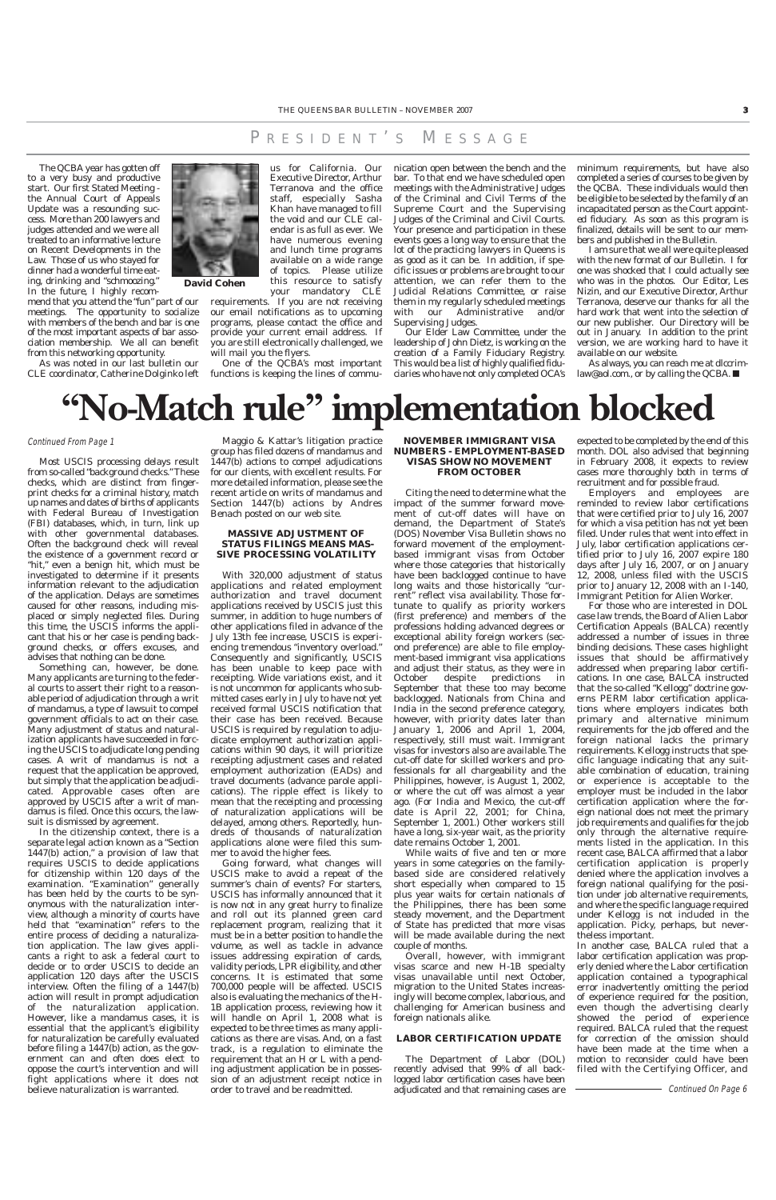# PRESIDENT'S MESSAGE

The QCBA year has gotten off to a very busy and productive start. Our first Stated Meeting - the Annual Court of Appeals Update was a resounding success. More than 200 lawyers and judges attended and we were all treated to an informative lecture on Recent Developments in the Law. Those of us who stayed for dinner had a wonderful time eating, drinking and "schmoozing." In the future, I highly recommend that you attend the "fun" part of our meetings. The opportunity to socialize with members of the bench and bar is one of the most important aspects of bar association membership. We all can benefit from this networking opportunity.

As was noted in our last bulletin our CLE coordinator, Catherine Dolginko left us for California. Our Executive Director, Arthur Terranova and the office staff, especially Sasha Khan have managed to fill the void and our CLE calendar is as full as ever. We have numerous evening and lunch time programs available on a wide range of topics. Please utilize this resource to satisfy your mandatory CLE requirements. If you are not receiving our email notifications as to upcoming programs, please contact the office and provide your current email address. If you are still electronically challenged, we will mail you the flyers.

David Cohen

One of the QCBA's most important functions is keeping the lines of communication open between the bench and the bar. To that end we have scheduled open meetings with the Administrative Judges of the Criminal and Civil Terms of the Supreme Court and the Supervising Judges of the Criminal and Civil Courts. Your presence and participation in these events goes a long way to ensure that the lot of the practicing lawyers in Queens is as good as it can be. In addition, if specific issues or problems are brought to our attention, we can refer them to the Judicial Relations Committee, or raise them in my regularly scheduled meetings with our Administrative and/or Supervising Judges.

Our Elder Law Committee, under the leadership of John Dietz, is working on the creation of a Family Fiduciary Registry. This would be a list of highly qualified fiduciaries who have not only completed OCA's minimum requirements, but have also completed a series of courses to be given by the QCBA. These individuals would then be eligible to be selected by the family of an incapacitated person as the Court appointed fiduciary. As soon as this program is finalized, details will be sent to our members and published in the Bulletin.

I am sure that we all were quite pleased with the new format of our Bulletin. I for one was shocked that I could actually see who was in the photos. Our Editor, Les Nizin, and our Executive Director, Arthur Terranova, deserve our thanks for all the hard work that went into the selection of our new publisher. Our Directory will be out in January. In addition to the print version, we are working hard to have it available on our website.

As always, you can reach me at dlccrimlaw@aol.com., or by calling the QCBA. ■

# "No-Match rule" implementation blocked

*Continued From Page 1*

Most USCIS processing delays result from so-called "background checks." These checks, which are distinct from fingerprint checks for a criminal history, match up names and dates of births of applicants with Federal Bureau of Investigation (FBI) databases, which, in turn, link up with other governmental databases. Often the background check will reveal the existence of a government record or "hit," even a benign hit, which must be investigated to determine if it presents information relevant to the adjudication of the application. Delays are sometimes caused for other reasons, including misplaced or simply neglected files. During this time, the USCIS informs the applicant that his or her case is pending background checks, or offers excuses, and advises that nothing can be done.

Something can, however, be done. Many applicants are turning to the federal courts to assert their right to a reasonable period of adjudication through a writ of mandamus, a type of lawsuit to compel government officials to act on their case. Many adjustment of status and naturalization applicants have succeeded in forcing the USCIS to adjudicate long pending cases. A writ of mandamus is not a request that the application be approved, but simply that the application be adjudicated. Approvable cases often are approved by USCIS after a writ of mandamus is filed. Once this occurs, the lawsuit is dismissed by agreement.

In the citizenship context, there is a separate legal action known as a "Section 1447(b) action," a provision of law that requires USCIS to decide applications for citizenship within 120 days of the examination. "Examination" generally has been held by the courts to be synonymous with the naturalization interview, although a minority of courts have held that "examination" refers to the entire process of deciding a naturalization application. The law gives applicants a right to ask a federal court to decide or to order USCIS to decide an application 120 days after the USCIS interview. Often the filing of a 1447(b) action will result in prompt adjudication of the naturalization application. However, like a mandamus cases, it is essential that the applicant's eligibility for naturalization be carefully evaluated before filing a 1447(b) action, as the government can and often does elect to oppose the court's intervention and will fight applications where it does not believe naturalization is warranted.

Maggio & Kattar's litigation practice group has filed dozens of mandamus and 1447(b) actions to compel adjudications for our clients, with excellent results. For more detailed information, please see the recent article on writs of mandamus and Section 1447(b) actions by Andres Benach posted on our web site.

### MASSIVE ADJUSTMENT OF STATUS FILINGS MEANS MASSIVE PROCESSING VOLATILITY

With 320,000 adjustment of status applications and related employment authorization and travel document applications received by USCIS just this summer, in addition to huge numbers of other applications filed in advance of the July 13th fee increase, USCIS is experiencing tremendous "inventory overload." Consequently and significantly, USCIS has been unable to keep pace with receipting. Wide variations exist, and it is not uncommon for applicants who submitted cases early in July to have not yet received formal USCIS notification that their case has been received. Because USCIS is required by regulation to adjudicate employment authorization applications within 90 days, it will prioritize receipting adjustment cases and related employment authorization (EADs) and travel documents (advance parole applications). The ripple effect is likely to mean that the receipting and processing of naturalization applications will be delayed, among others. Reportedly, hundreds of thousands of naturalization applications alone were filed this summer to avoid the higher fees.

Going forward, what changes will USCIS make to avoid a repeat of the summer's chain of events? For starters, USCIS has informally announced that it is now not in any great hurry to finalize and roll out its planned green card replacement program, realizing that it must be in a better position to handle the volume, as well as tackle in advance issues addressing expiration of cards, validity periods, LPR eligibility, and other concerns. It is estimated that some 700,000 people will be affected. USCIS also is evaluating the mechanics of the H-1B application process, reviewing how it will handle on April 1, 2008 what is expected to be three times as many applications as there are visas. And, on a fast track, is a regulation to eliminate the requirement that an H or L with a pending adjustment application be in possession of an adjustment receipt notice in order to travel and be readmitted.

### NOVEMBER IMMIGRANT VISA NUMBERS - EMPLOYMENT-BASED VISAS SHOW NO MOVEMENT FROM OCTOBER

Citing the need to determine what the impact of the summer forward movement of cut-off dates will have on demand, the Department of State's (DOS) November Visa Bulletin shows no forward movement of the employment-based immigrant visas from October where those categories that historically have been backlogged continue to have long waits and those historically "current" reflect visa availability. Those fortunate to qualify as priority workers (first preference) and members of the professions holding advanced degrees or exceptional ability foreign workers (second preference) are able to file employment-based immigrant visa applications and adjust their status, as they were in October despite predictions in September that these too may become backlogged. Nationals from China and India in the second preference category, however, with priority dates later than January 1, 2006 and April 1, 2004, respectively, still must wait. Immigrant visas for investors also are available. The cut-off date for skilled workers and professionals for all chargeability and the Philippines, however, is August 1, 2002, or where the cut off was almost a year ago. (For India and Mexico, the cut-off date is April 22, 2001; for China, September 1, 2001.) Other workers still have a long, six-year wait, as the priority date remains October 1, 2001.

While waits of five and ten or more years in some categories on the family-based side are considered relatively short especially when compared to 15 plus year waits for certain nationals of the Philippines, there has been some steady movement, and the Department of State has predicted that more visas will be made available during the next couple of months.

Overall, however, with immigrant visas scarce and new H-1B specialty visas unavailable until next October, migration to the United States increasingly will become complex, laborious, and challenging for American business and foreign nationals alike.

### LABOR CERTIFICATION UPDATE

The Department of Labor (DOL) recently advised that 99% of all backlogged labor certification cases have been adjudicated and that remaining cases are expected to be completed by the end of this month. DOL also advised that beginning in February 2008, it expects to review cases more thoroughly both in terms of recruitment and for possible fraud.

Employers and employees are reminded to review labor certifications that were certified prior to July 16, 2007 for which a visa petition has not yet been filed. Under rules that went into effect in July, labor certification applications certified prior to July 16, 2007 expire 180 days after July 16, 2007, or on January 12, 2008, unless filed with the USCIS prior to January 12, 2008 with an I-140, Immigrant Petition for Alien Worker.

For those who are interested in DOL case law trends, the Board of Alien Labor Certification Appeals (BALCA) recently addressed a number of issues in three binding decisions. These cases highlight issues that should be affirmatively addressed when preparing labor certifications. In one case, BALCA instructed that the so-called "Kellogg" doctrine governs PERM labor certification applications where employers indicates both primary and alternative minimum requirements for the job offered and the foreign national lacks the primary requirements. Kellogg instructs that specific language indicating that any suitable combination of education, training or experience is acceptable to the employer must be included in the labor certification application where the foreign national does not meet the primary job requirements and qualifies for the job only through the alternative requirements listed in the application. In this recent case, BALCA affirmed that a labor certification application is properly denied where the application involves a foreign national qualifying for the position under job alternative requirements, and where the specific language required under Kellogg is not included in the application. Picky, perhaps, but nevertheless important.

In another case, BALCA ruled that a labor certification application was properly denied where the Labor certification application contained a typographical error inadvertently omitting the period of experience required for the position, even though the advertising clearly showed the period of experience required. BALCA ruled that the request for correction of the omission should have been made at the time when a motion to reconsider could have been filed with the Certifying Officer, and

*Continued On Page 6*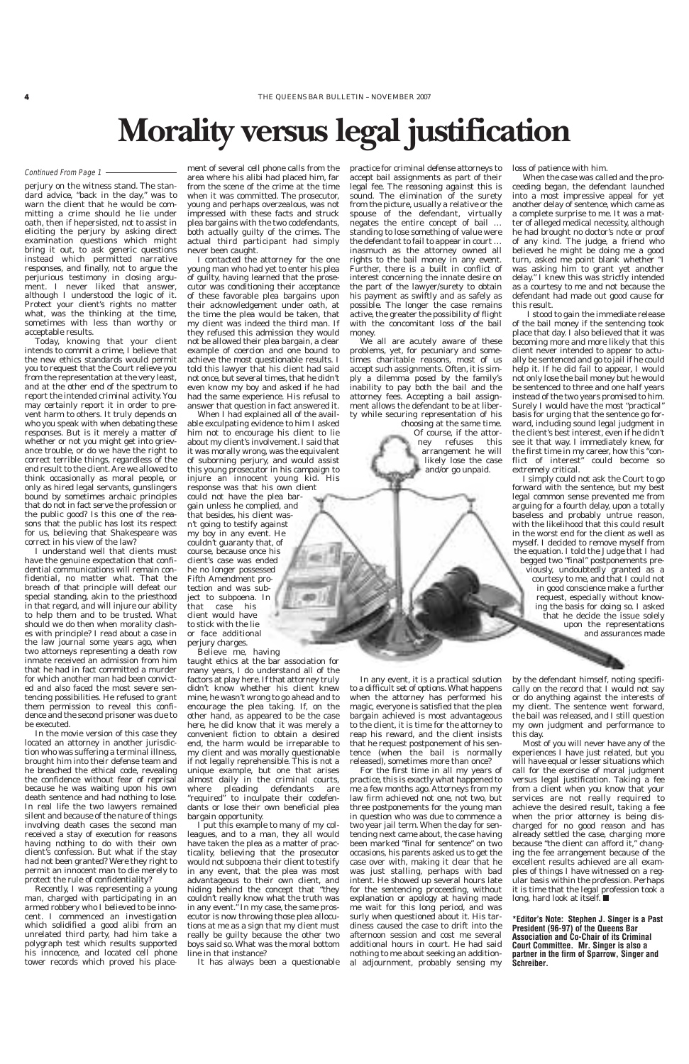# Morality versus legal justification

*Continued From Page 1*

perjury on the witness stand. The standard advice, "back in the day," was to warn the client that he would be committing a crime should he lie under oath, then if hepersisted, not to assist in eliciting the perjury by asking direct examination questions which might bring it out, to ask generic questions instead which permitted narrative responses, and finally, not to argue the perjurious testimony in closing argument. I never liked that answer, although I understood the logic of it. Protect your client's rights no matter what, was the thinking at the time, sometimes with less than worthy or acceptable results.

Today, knowing that your client intends to commit a crime, I believe that the new ethics standards would permit you to request that the Court relieve you from the representation at the very least, and at the other end of the spectrum to report the intended criminal activity. You may certainly report it in order to prevent harm to others. It truly depends on who you speak with when debating these responses. But is it merely a matter of whether or not you might get into grievance trouble, or do we have the right to correct terrible things, regardless of the end result to the client. Are we allowed to think occasionally as moral people, or only as hired legal servants, gunslingers bound by sometimes archaic principles that do not in fact serve the profession or the public good? Is this one of the reasons that the public has lost its respect for us, believing that Shakespeare was correct in his view of the law?

I understand well that clients must have the genuine expectation that confidential communications will remain confidential, no matter what. That the breach of that principle will defeat our special standing, akin to the priesthood in that regard, and will injure our ability to help them and to be trusted. What should we do then when morality clashes with principle? I read about a case in the law journal some years ago, when two attorneys representing a death row inmate received an admission from him that he had in fact committed a murder for which another man had been convicted and also faced the most severe sentencing possibilities. He refused to grant them permission to reveal this confidence and the second prisoner was due to be executed.

In the movie version of this case they located an attorney in another jurisdiction who was suffering a terminal illness, brought him into their defense team and he breached the ethical code, revealing the confidence without fear of reprisal because he was waiting upon his own death sentence and had nothing to lose. In real life the two lawyers remained silent and because of the nature of things involving death cases the second man received a stay of execution for reasons having nothing to do with their own client's confession. But what if the stay had not been granted? Were they right to permit an innocent man to die merely to protect the rule of confidentiality?

Recently, I was representing a young man, charged with participating in an armed robbery who I believed to be innocent. I commenced an investigation which solidified a good alibi from an unrelated third party, had him take a polygraph test which results supported his innocence, and located cell phone tower records which proved his placement of several cell phone calls from the area where his alibi had placed him, far from the scene of the crime at the time when it was committed. The prosecutor, young and perhaps overzealous, was not impressed with these facts and struck plea bargains with the two codefendants, both actually guilty of the crimes. The actual third participant had simply never been caught.

I contacted the attorney for the one young man who had yet to enter his plea of guilty, having learned that the prosecutor was conditioning their acceptance of these favorable plea bargains upon their acknowledgement under oath, at the time the plea would be taken, that my client was indeed the third man. If they refused this admission they would not be allowed their plea bargain, a clear example of coercion and one bound to achieve the most questionable results. I told this lawyer that his client had said not once, but several times, that he didn't even know my boy and asked if he had had the same experience. His refusal to answer that question in fact answered it.

When I had explained all of the available exculpating evidence to him I asked him not to encourage his client to lie about my client's involvement. I said that it was morally wrong, was the equivalent of suborning perjury, and would assist this young prosecutor in his campaign to injure an innocent young kid. His response was that his own client could not have the plea bargain unless he complied, and that besides, his client wasn't going to testify against my boy in any event. He couldn't guaranty that, of course, because once his client's case was ended he no longer possessed Fifth Amendment protection and was subject to subpoena. In that case his client would have to stick with the lie or face additional perjury charges.

Believe me, having taught ethics at the bar association for many years, I do understand all of the factors at play here. If that attorney truly didn't know whether his client knew mine, he wasn't wrong to go ahead and to encourage the plea taking. If, on the other hand, as appeared to be the case here, he did know that it was merely a convenient fiction to obtain a desired end, the harm would be irreparable to my client and was morally questionable if not legally reprehensible. This is not a unique example, but one that arises almost daily in the criminal courts, where pleading defendants are "required" to inculpate their codefendants or lose their own beneficial plea bargain opportunity.

I put this example to many of my colleagues, and to a man, they all would have taken the plea as a matter of practicality, believing that the prosecutor would not subpoena their client to testify in any event, that the plea was most advantageous to their own client, and hiding behind the concept that "they couldn't really know what the truth was in any event." In my case, the same prosecutor is now throwing those plea allocutions at me as a sign that my client must really be guilty because the other two boys said so. What was the moral bottom line in that instance?

It has always been a questionable practice for criminal defense attorneys to accept bail assignments as part of their legal fee. The reasoning against this is sound. The elimination of the surety from the picture, usually a relative or the spouse of the defendant, virtually negates the entire concept of bail … standing to lose something of value were the defendant to fail to appear in court … inasmuch as the attorney owned all rights to the bail money in any event. Further, there is a built in conflict of interest concerning the innate desire on the part of the lawyer/surety to obtain his payment as swiftly and as safely as possible. The longer the case remains active, the greater the possibility of flight with the concomitant loss of the bail money.

We all are acutely aware of these problems, yet, for pecuniary and sometimes charitable reasons, most of us accept such assignments. Often, it is simply a dilemma posed by the family's inability to pay both the bail and the attorney fees. Accepting a bail assignment allows the defendant to be at liberty while securing representation of his choosing at the same time. Of course, if the attorney refuses this arrangement he will likely lose the case and/or go unpaid.

In any event, it is a practical solution to a difficult set of options. What happens when the attorney has performed his magic, everyone is satisfied that the plea bargain achieved is most advantageous to the client, it is time for the attorney to reap his reward, and the client insists that he request postponement of his sentence (when the bail is normally released), sometimes more than once?

For the first time in all my years of practice, this is exactly what happened to me a few months ago. Attorneys from my law firm achieved not one, not two, but three postponements for the young man in question who was due to commence a two year jail term. When the day for sentencing next came about, the case having been marked "final for sentence" on two occasions, his parents asked us to get the case over with, making it clear that he was just stalling, perhaps with bad intent. He showed up several hours late for the sentencing proceeding, without explanation or apology at having made me wait for this long period, and was surly when questioned about it. His tardiness caused the case to drift into the afternoon session and cost me several additional hours in court. He had said nothing to me about seeking an additional adjournment, probably sensing my loss of patience with him.

When the case was called and the proceeding began, the defendant launched into a most impressive appeal for yet another delay of sentence, which came as a complete surprise to me. It was a matter of alleged medical necessity, although he had brought no doctor's note or proof of any kind. The judge, a friend who believed he might be doing me a good turn, asked me point blank whether "I was asking him to grant yet another delay." I knew this was strictly intended as a courtesy to me and not because the defendant had made out good cause for this result.

I stood to gain the immediate release of the bail money if the sentencing took place that day. I also believed that it was becoming more and more likely that this client never intended to appear to actually be sentenced and go to jail if he could help it. If he did fail to appear, I would not only lose the bail money but he would be sentenced to three and one half years instead of the two years promised to him. Surely I would have the most "practical" basis for urging that the sentence go forward, including sound legal judgment in the client's best interest, even if he didn't see it that way. I immediately knew, for the first time in my career, how this "conflict of interest" could become so extremely critical.

I simply could not ask the Court to go forward with the sentence, but my best legal common sense prevented me from arguing for a fourth delay, upon a totally baseless and probably untrue reason, with the likelihood that this could result in the worst end for the client as well as myself. I decided to remove myself from the equation. I told the Judge that I had begged two "final" postponements previously, undoubtedly granted as a courtesy to me, and that I could not in good conscience make a further request, especially without knowing the basis for doing so. I asked that he decide the issue solely upon the representations and assurances made by the defendant himself, noting specifically on the record that I would not say or do anything against the interests of my client. The sentence went forward, the bail was released, and I still question my own judgment and performance to this day.

Most of you will never have any of the experiences I have just related, but you will have equal or lesser situations which call for the exercise of moral judgment versus legal justification. Taking a fee from a client when you know that your services are not really required to achieve the desired result, taking a fee when the prior attorney is being discharged for no good reason and has already settled the case, charging more because "the client can afford it," changing the fee arrangement because of the excellent results achieved are all examples of things I have witnessed on a regular basis within the profession. Perhaps it is time that the legal profession took a long, hard look at itself. ■

**\*Editor's Note: Stephen J. Singer is a Past President (96-97) of the Queens Bar Association and Co-Chair of its Criminal Court Committee. Mr. Singer is also a partner in the firm of Sparrow, Singer and Schreiber.**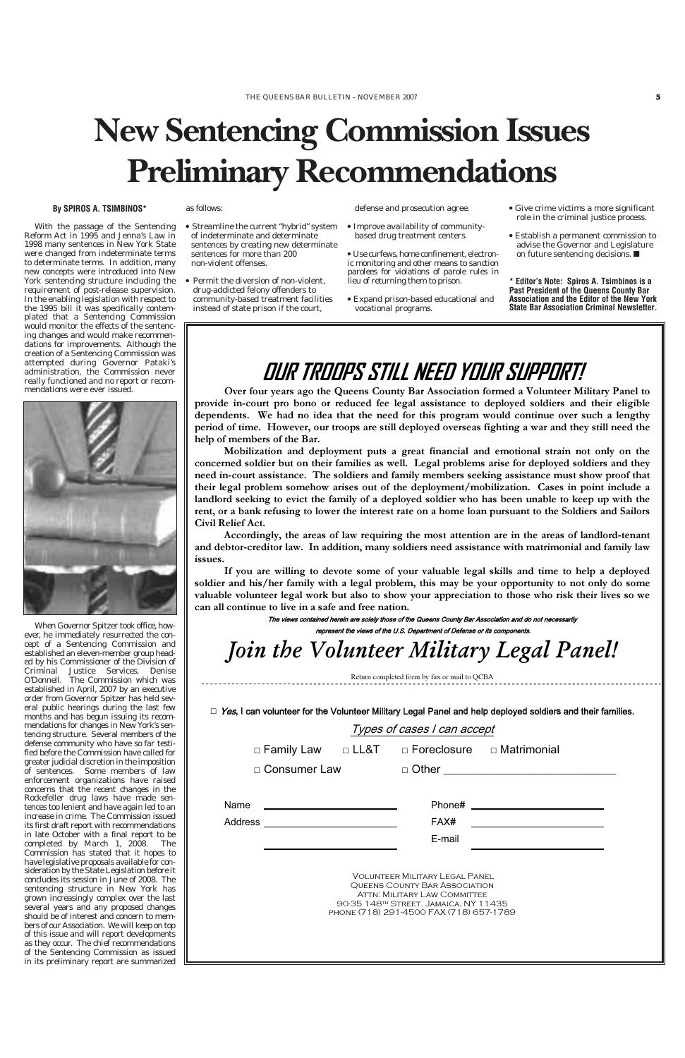# New Sentencing Commission Issues Preliminary Recommendations

**By SPIROS A. TSIMBINOS***

With the passage of the Sentencing Reform Act in 1995 and Jenna's Law in 1998 many sentences in New York State were changed from indeterminate terms to determinate terms. In addition, many new concepts were introduced into New York sentencing structure including the requirement of post-release supervision. In the enabling legislation with respect to the 1995 bill it was specifically contemplated that a Sentencing Commission would monitor the effects of the sentencing changes and would make recommendations for improvements. Although the creation of a Sentencing Commission was attempted during Governor Pataki's administration, the Commission never really functioned and no report or recommendations were ever issued.

When Governor Spitzer took office, however, he immediately resurrected the concept of a Sentencing Commission and established an eleven-member group headed by his Commissioner of the Division of Criminal Justice Services, Denise O'Donnell. The Commission which was established in April, 2007 by an executive order from Governor Spitzer has held several public hearings during the last few months and has begun issuing its recommendations for changes in New York's sentencing structure. Several members of the defense community who have so far testified before the Commission have called for greater judicial discretion in the imposition of sentences. Some members of law enforcement organizations have raised concerns that the recent changes in the Rockefeller drug laws have made sentences too lenient and have again led to an increase in crime. The Commission issued its first draft report with recommendations in late October with a final report to be completed by March 1, 2008. The Commission has stated that it hopes to have legislative proposals available for consideration by the State Legislation before it concludes its session in June of 2008. The sentencing structure in New York has grown increasingly complex over the last several years and any proposed changes should be of interest and concern to members of our Association. We will keep on top of this issue and will report developments as they occur. The chief recommendations of the Sentencing Commission as issued in its preliminary report are summarized as follows:

- Streamline the current "hybrid" system of indeterminate and determinate sentences by creating new determinate sentences for more than 200 non-violent offenses.
- Permit the diversion of non-violent, drug-addicted felony offenders to community-based treatment facilities instead of state prison if the court, defense and prosecution agree.
- Improve availability of community-based drug treatment centers.
- Use curfews, home confinement, electronic monitoring and other means to sanction parolees for violations of parole rules in lieu of returning them to prison.
- Expand prison-based educational and vocational programs.
- Give crime victims a more significant role in the criminal justice process.
- Establish a permanent commission to advise the Governor and Legislature on future sentencing decisions. ■

**\* Editor's Note: Spiros A. Tsimbinos is a Past President of the Queens County Bar Association and the Editor of the New York State Bar Association Criminal Newsletter.**

---

## OUR TROOPS STILL NEED YOUR SUPPORT!

**Over four years ago the Queens County Bar Association formed a Volunteer Military Panel to provide in-court pro bono or reduced fee legal assistance to deployed soldiers and their eligible dependents. We had no idea that the need for this program would continue over such a lengthy period of time. However, our troops are still deployed overseas fighting a war and they still need the help of members of the Bar.**

**Mobilization and deployment puts a great financial and emotional strain not only on the concerned soldier but on their families as well. Legal problems arise for deployed soldiers and they need in-court assistance. The soldiers and family members seeking assistance must show proof that their legal problem somehow arises out of the deployment/mobilization. Cases in point include a landlord seeking to evict the family of a deployed soldier who has been unable to keep up with the rent, or a bank refusing to lower the interest rate on a home loan pursuant to the Soldiers and Sailors Civil Relief Act.**

**Accordingly, the areas of law requiring the most attention are in the areas of landlord-tenant and debtor-creditor law. In addition, many soldiers need assistance with matrimonial and family law issues.**

**If you are willing to devote some of your valuable legal skills and time to help a deployed soldier and his/her family with a legal problem, this may be your opportunity to not only do some valuable volunteer legal work but also to show your appreciation to those who risk their lives so we can all continue to live in a safe and free nation.**

***The views contained herein are solely those of the Queens County Bar Association and do not necessarily represent the views of the U.S. Department of Defense or its components.***

## *Join the Volunteer Military Legal Panel!*

Return completed form by fax or mail to QCBA

□ ***Yes***, I can volunteer for the Volunteer Military Legal Panel and help deployed soldiers and their families.

*Types of cases I can accept*

□ Family Law □ LL&T □ Foreclosure □ Matrimonial

□ Consumer Law □ Other ____________________

Name ____________________ Phone# ____________________

Address ____________________ FAX# ____________________

____________________ E-mail ____________________

VOLUNTEER MILITARY LEGAL PANEL
QUEENS COUNTY BAR ASSOCIATION
ATTN: MILITARY LAW COMMITTEE
90-35 148TH STREET, JAMAICA, NY 11435
PHONE (718) 291-4500 FAX (718) 657-1789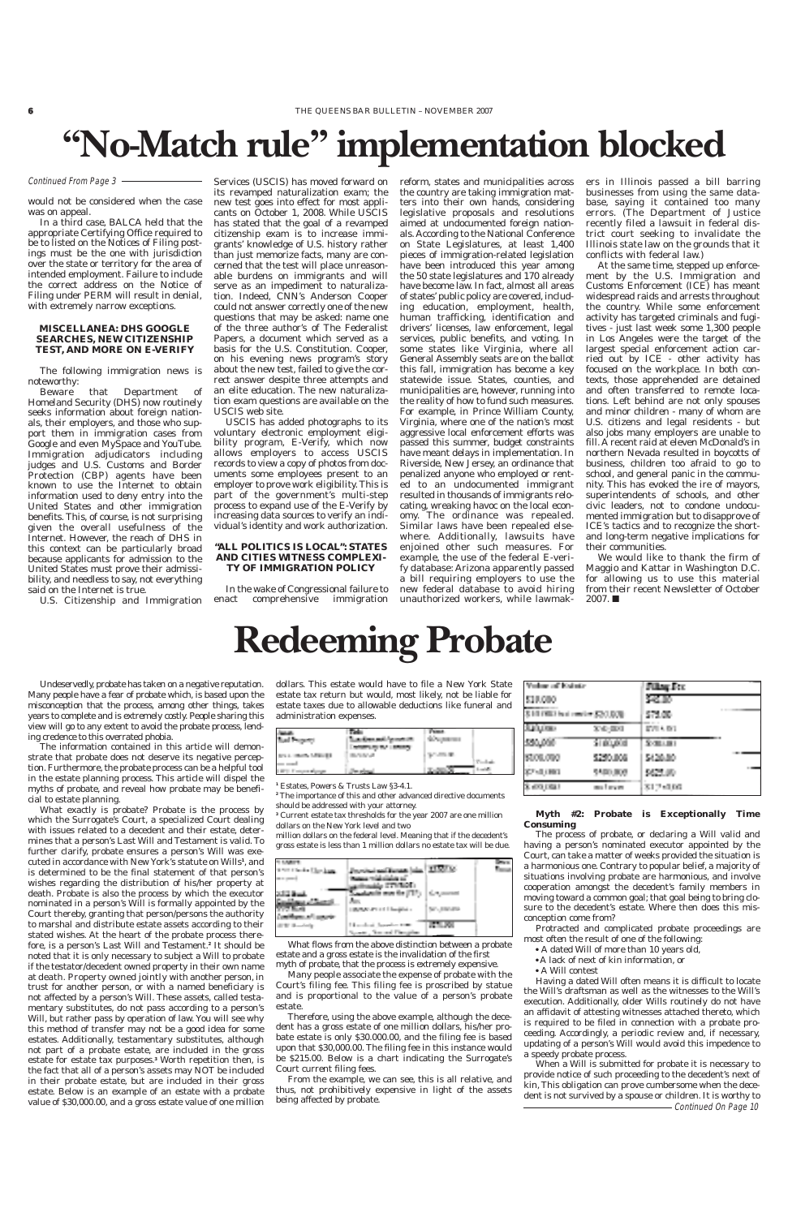# "No-Match rule" implementation blocked

*Continued From Page 3*

would not be considered when the case was on appeal.

In a third case, BALCA held that the appropriate Certifying Office required to be listed on the Notices of Filing postings must be the one with jurisdiction over the state or territory for the area of intended employment. Failure to include the correct address on the Notice of Filing under PERM will result in denial, with extremely narrow exceptions.

### MISCELLANEA: DHS GOOGLE SEARCHES, NEW CITIZENSHIP TEST, AND MORE ON E-VERIFY

The following immigration news is noteworthy:

Beware that Department of Homeland Security (DHS) now routinely seeks information about foreign nationals, their employers, and those who support them in immigration cases from Google and even MySpace and YouTube. Immigration adjudicators including judges and U.S. Customs and Border Protection (CBP) agents have been known to use the Internet to obtain information used to deny entry into the United States and other immigration benefits. This, of course, is not surprising given the overall usefulness of the Internet. However, the reach of DHS in this context can be particularly broad because applicants for admission to the United States must prove their admissibility, and needless to say, not everything said on the Internet is true.

U.S. Citizenship and Immigration Services (USCIS) has moved forward on its revamped naturalization exam; the new test goes into effect for most applicants on October 1, 2008. While USCIS has stated that the goal of a revamped citizenship exam is to increase immigrants' knowledge of U.S. history rather than just memorize facts, many are concerned that the test will place unreasonable burdens on immigrants and will serve as an impediment to naturalization. Indeed, CNN's Anderson Cooper could not answer correctly one of the new questions that may be asked: name one of the three author's of The Federalist Papers, a document which served as a basis for the U.S. Constitution. Cooper, on his evening news program's story about the new test, failed to give the correct answer despite three attempts and an elite education. The new naturalization exam questions are available on the USCIS web site.

USCIS has added photographs to its voluntary electronic employment eligibility program, E-Verify, which now allows employers to access USCIS records to view a copy of photos from documents some employees present to an employer to prove work eligibility. This is part of the government's multi-step process to expand use of the E-Verify by increasing data sources to verify an individual's identity and work authorization.

### "ALL POLITICS IS LOCAL": STATES AND CITIES WITNESS COMPLEXITY OF IMMIGRATION POLICY

In the wake of Congressional failure to enact comprehensive immigration reform, states and municipalities across the country are taking immigration matters into their own hands, considering legislative proposals and resolutions aimed at undocumented foreign nationals. According to the National Conference on State Legislatures, at least 1,400 pieces of immigration-related legislation have been introduced this year among the 50 state legislatures and 170 already have become law. In fact, almost all areas of states' public policy are covered, including education, employment, health, human trafficking, identification and drivers' licenses, law enforcement, legal services, public benefits, and voting. In some states like Virginia, where all General Assembly seats are on the ballot this fall, immigration has become a key statewide issue. States, counties, and municipalities are, however, running into the reality of how to fund such measures. For example, in Prince William County, Virginia, where one of the nation's most aggressive local enforcement efforts was passed this summer, budget constraints have meant delays in implementation. In Riverside, New Jersey, an ordinance that penalized anyone who employed or rented to an undocumented immigrant resulted in thousands of immigrants relocating, wreaking havoc on the local economy. The ordinance was repealed. Similar laws have been repealed elsewhere. Additionally, lawsuits have enjoined other such measures. For example, the use of the federal E-verify database: Arizona apparently passed a bill requiring employers to use the new federal database to avoid hiring unauthorized workers, while lawmakers in Illinois passed a bill barring businesses from using the same database, saying it contained too many errors. (The Department of Justice recently filed a lawsuit in federal district court seeking to invalidate the Illinois state law on the grounds that it conflicts with federal law.)

At the same time, stepped up enforcement by the U.S. Immigration and Customs Enforcement (ICE) has meant widespread raids and arrests throughout the country. While some enforcement activity has targeted criminals and fugitives - just last week some 1,300 people in Los Angeles were the target of the largest special enforcement action carried out by ICE - other activity has focused on the workplace. In both contexts, those apprehended are detained and often transferred to remote locations. Left behind are not only spouses and minor children - many of whom are U.S. citizens and legal residents - but also jobs many employers are unable to fill. A recent raid at eleven McDonald's in northern Nevada resulted in boycotts of business, children too afraid to go to school, and general panic in the community. This has evoked the ire of mayors, superintendents of schools, and other civic leaders, not to condone undocumented immigration but to disapprove of ICE's tactics and to recognize the short- and long-term negative implications for their communities.

We would like to thank the firm of Maggio and Kattar in Washington D.C. for allowing us to use this material from their recent Newsletter of October 2007. ■

# Redeeming Probate

Undeservedly, probate has taken on a negative reputation. Many people have a fear of probate which, is based upon the misconception that the process, among other things, takes years to complete and is extremely costly. People sharing this view will go to any extent to avoid the probate process, lending credence to this overrated phobia.

The information contained in this article will demonstrate that probate does not deserve its negative perception. Furthermore, the probate process can be a helpful tool in the estate planning process. This article will dispel the myths of probate, and reveal how probate may be beneficial to estate planning.

What exactly is probate? Probate is the process by which the Surrogate's Court, a specialized Court dealing with issues related to a decedent and their estate, determines that a person's Last Will and Testament is valid. To further clarify, probate ensures a person's Will was executed in accordance with New York's statute on Wills[1], and is determined to be the final statement of that person's wishes regarding the distribution of his/her property at death. Probate is also the process by which the executor nominated in a person's Will is formally appointed by the Court thereby, granting that person/persons the authority to marshal and distribute estate assets according to their stated wishes. At the heart of the probate process therefore, is a person's Last Will and Testament.[2] It should be noted that it is only necessary to subject a Will to probate if the testator/decedent owned property in their own name at death. Property owned jointly with another person, in trust for another person, or with a named beneficiary is not affected by a person's Will. These assets, called testamentary substitutes, do not pass according to a person's Will, but rather pass by operation of law. You will see why this method of transfer may not be a good idea for some estates. Additionally, testamentary substitutes, although not part of a probate estate, are included in the gross estate for estate tax purposes.[3] Worth repetition then, is the fact that all of a person's assets may NOT be included in their probate estate, but are included in their gross estate. Below is an example of an estate with a probate value of $30,000.00, and a gross estate value of one million dollars. This estate would have to file a New York State estate tax return but would, most likely, not be liable for estate taxes due to allowable deductions like funeral and administration expenses.

| Asset | Title | Value | |
|---|---|---|---|
| Real Property | Tenancy with [illegible] | $[illegible] | |
| [illegible] | [illegible] | $[illegible] | |
| [illegible] | Probate | $[illegible] | Probate / [illegible] |

[1] Estates, Powers & Trusts Law §3-4.1.

[2] The importance of this and other advanced directive documents should be addressed with your attorney.

[3] Current estate tax thresholds for the year 2007 are one million dollars on the New York level and two million dollars on the federal level. Meaning that if the decedent's gross estate is less than 1 million dollars no estate tax will be due.

| Asset | [illegible] | Value | |
|---|---|---|---|
| [illegible] | [illegible] | $[illegible] | |
| [illegible] | [illegible] | $[illegible] | |
| [illegible] | [illegible] | $[illegible] | |

What flows from the above distinction between a probate estate and a gross estate is the invalidation of the first myth of probate, that the process is extremely expensive.

Many people associate the expense of probate with the Court's filing fee. This filing fee is proscribed by statue and is proportional to the value of a person's probate estate.

Therefore, using the above example, although the decedent has a gross estate of one million dollars, his/her probate estate is only $30.000.00, and the filing fee is based upon that $30,000.00. The filing fee in this instance would be $215.00. Below is a chart indicating the Surrogate's Court current filing fees.

| Value of Estate | Filing Fee |
|---|---|
| $10,000 | $45.00 |
| $10,000 but under $20,000 | $75.00 |
| [illegible] | $[illegible] |
| $50,000 | $[illegible] |
| $100,000 | $250.00 |
| $[illegible] | $[illegible] |
| $[illegible] | $[illegible] |

### Myth #2: Probate is Exceptionally Time Consuming

The process of probate, or declaring a Will valid and having a person's nominated executor appointed by the Court, can take a matter of weeks provided the situation is a harmonious one. Contrary to popular belief, a majority of situations involving probate are harmonious, and involve cooperation amongst the decedent's family members in moving toward a common goal; that goal being to bring closure to the decedent's estate. Where then does this misconception come from?

Protracted and complicated probate proceedings are most often the result of one of the following:

- A dated Will of more than 10 years old,
- A lack of next of kin information, or
- A Will contest

Having a dated Will often means it is difficult to locate the Will's draftsman as well as the witnesses to the Will's execution. Additionally, older Wills routinely do not have an affidavit of attesting witnesses attached thereto, which is required to be filed in connection with a probate proceeding. Accordingly, a periodic review and, if necessary, updating of a person's Will would avoid this impedence to a speedy probate process.

When a Will is submitted for probate it is necessary to provide notice of such proceeding to the decedent's next of kin, This obligation can prove cumbersome when the decedent is not survived by a spouse or children. It is worthy to

*Continued On Page 10*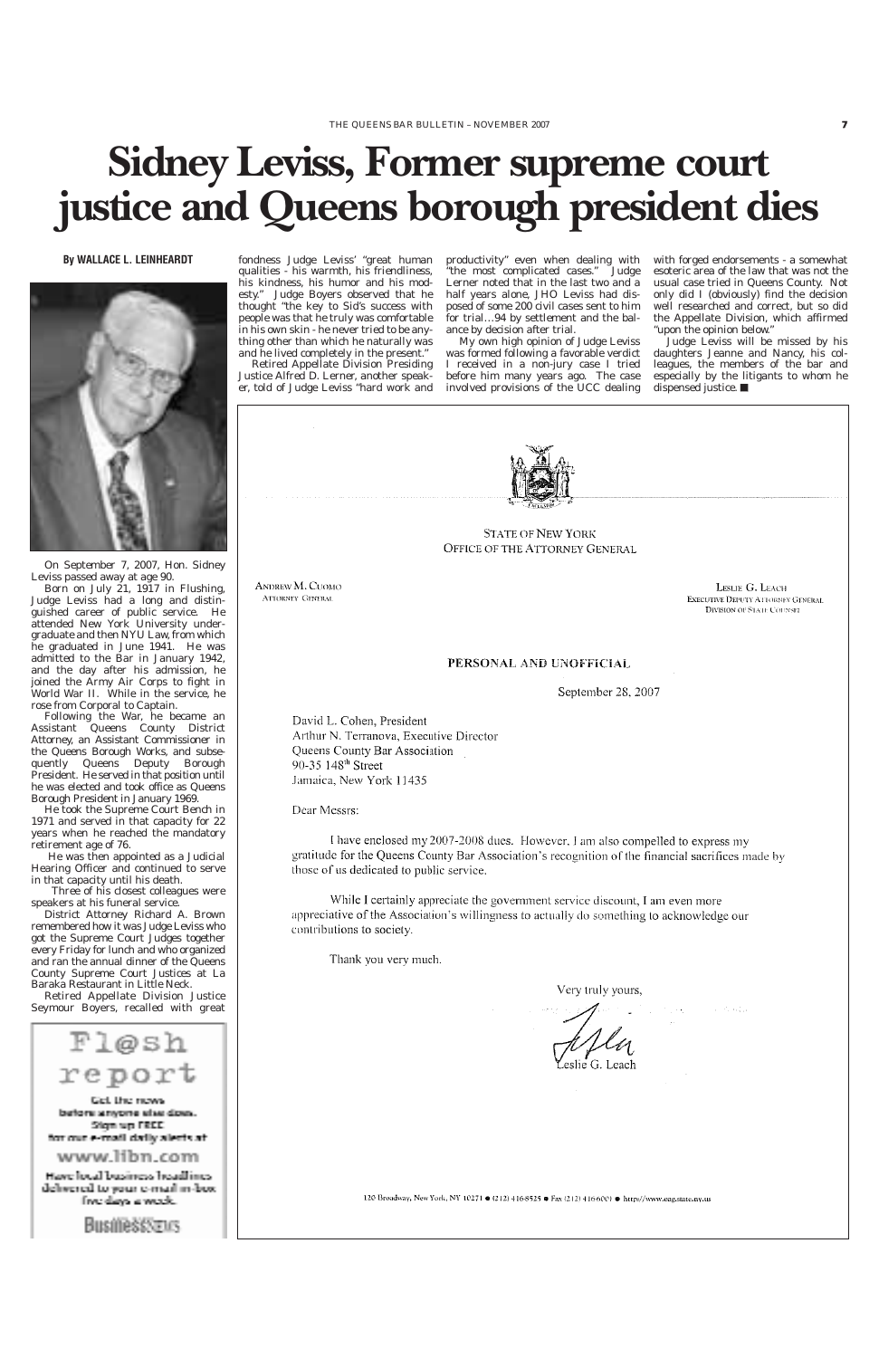# Sidney Leviss, Former supreme court justice and Queens borough president dies

**By WALLACE L. LEINHEARDT**

On September 7, 2007, Hon. Sidney Leviss passed away at age 90.

Born on July 21, 1917 in Flushing, Judge Leviss had a long and distinguished career of public service. He attended New York University undergraduate and then NYU Law, from which he graduated in June 1941. He was admitted to the Bar in January 1942, and the day after his admission, he joined the Army Air Corps to fight in World War II. While in the service, he rose from Corporal to Captain.

Following the War, he became an Assistant Queens County District Attorney, an Assistant Commissioner in the Queens Borough Works, and subsequently Queens Deputy Borough President. He served in that position until he was elected and took office as Queens Borough President in January 1969.

He took the Supreme Court Bench in 1971 and served in that capacity for 22 years when he reached the mandatory retirement age of 76.

He was then appointed as a Judicial Hearing Officer and continued to serve in that capacity until his death.

Three of his closest colleagues were speakers at his funeral service.

District Attorney Richard A. Brown remembered how it was Judge Leviss who got the Supreme Court Judges together every Friday for lunch and who organized and ran the annual dinner of the Queens County Supreme Court Justices at La Baraka Restaurant in Little Neck.

Retired Appellate Division Justice Seymour Boyers, recalled with great fondness Judge Leviss' "great human qualities - his warmth, his friendliness, his kindness, his humor and his modesty." Judge Boyers observed that he thought "the key to Sid's success with people was that he truly was comfortable in his own skin - he never tried to be anything other than which he naturally was and he lived completely in the present."

Retired Appellate Division Presiding Justice Alfred D. Lerner, another speaker, told of Judge Leviss "hard work and productivity" even when dealing with "the most complicated cases." Judge Lerner noted that in the last two and a half years alone, JHO Leviss had disposed of some 200 civil cases sent to him for trial…94 by settlement and the balance by decision after trial.

My own high opinion of Judge Leviss was formed following a favorable verdict I received in a non-jury case I tried before him many years ago. The case involved provisions of the UCC dealing with forged endorsements - a somewhat esoteric area of the law that was not the usual case tried in Queens County. Not only did I (obviously) find the decision well researched and correct, but so did the Appellate Division, which affirmed "upon the opinion below."

Judge Leviss will be missed by his daughters Jeanne and Nancy, his colleagues, the members of the bar and especially by the litigants to whom he dispensed justice. ■

---

STATE OF NEW YORK
OFFICE OF THE ATTORNEY GENERAL

ANDREW M. CUOMO
ATTORNEY GENERAL

LESLIE G. LEACH
EXECUTIVE DEPUTY ATTORNEY GENERAL
DIVISION OF STATE COUNSEL

**PERSONAL AND UNOFFICIAL**

September 28, 2007

David L. Cohen, President
Arthur N. Terranova, Executive Director
Queens County Bar Association
90-35 148th Street
Jamaica, New York 11435

Dear Messrs:

I have enclosed my 2007-2008 dues. However, I am also compelled to express my gratitude for the Queens County Bar Association's recognition of the financial sacrifices made by those of us dedicated to public service.

While I certainly appreciate the government service discount, I am even more appreciative of the Association's willingness to actually do something to acknowledge our contributions to society.

Thank you very much.

Very truly yours,

Leslie G. Leach

120 Broadway, New York, NY 10271 ● (212) 416-8525 ● Fax (212) 416-6001 ● http://www.oag.state.ny.us

---

Fl@sh report

Get the news before anyone else does. Sign up FREE for our e-mail daily alerts at

www.libn.com

Have local business headlines delivered to your e-mail in-box five days a week.

BusinessNews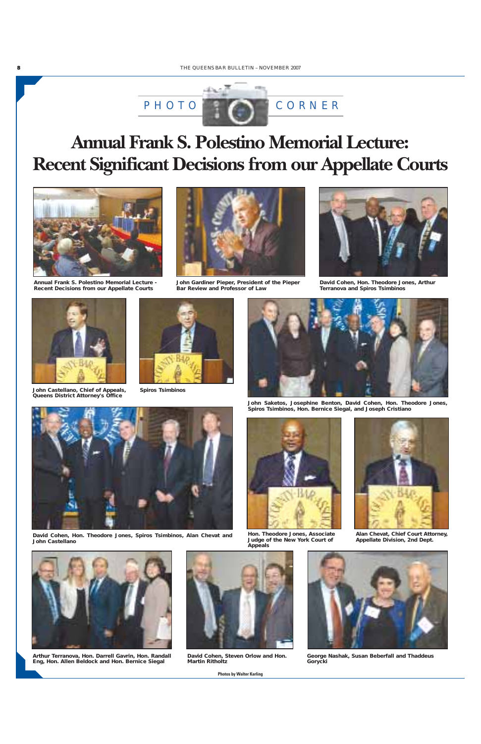PHOTO CORNER

# Annual Frank S. Polestino Memorial Lecture: Recent Significant Decisions from our Appellate Courts

**Annual Frank S. Polestino Memorial Lecture - Recent Decisions from our Appellate Courts**

**John Gardiner Pieper, President of the Pieper Bar Review and Professor of Law**

**David Cohen, Hon. Theodore Jones, Arthur Terranova and Spiros Tsimbinos**

**John Castellano, Chief of Appeals, Queens District Attorney's Office**

**Spiros Tsimbinos**

**John Saketos, Josephine Benton, David Cohen, Hon. Theodore Jones, Spiros Tsimbinos, Hon. Bernice Siegal, and Joseph Cristiano**

**David Cohen, Hon. Theodore Jones, Spiros Tsimbinos, Alan Chevat and John Castellano**

**Hon. Theodore Jones, Associate Judge of the New York Court of Appeals**

**Alan Chevat, Chief Court Attorney, Appellate Division, 2nd Dept.**

**Arthur Terranova, Hon. Darrell Gavrin, Hon. Randall Eng, Hon. Allen Beldock and Hon. Bernice Siegal**

**David Cohen, Steven Orlow and Hon. Martin Ritholtz**

**George Nashak, Susan Beberfall and Thaddeus Gorycki**

**Photos by Walter Karling**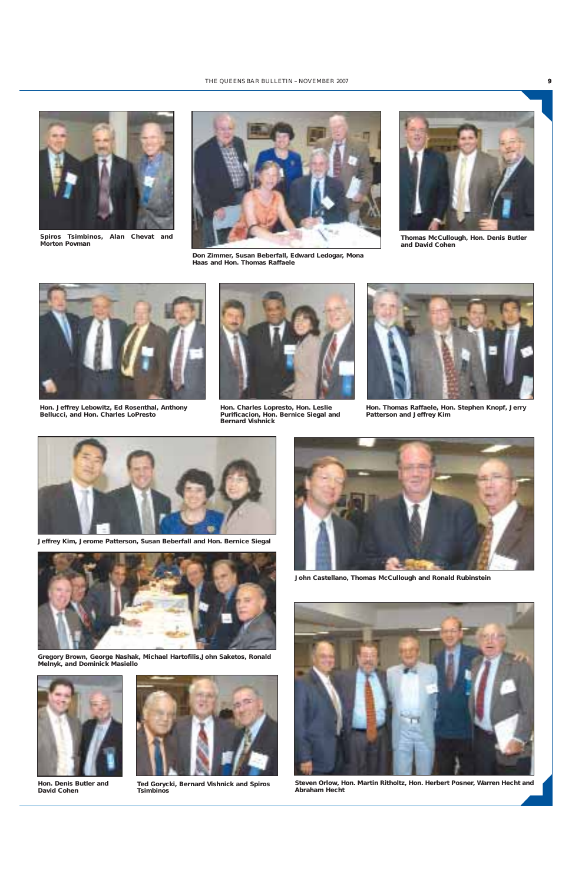Spiros Tsimbinos, Alan Chevat and Morton Povman

Don Zimmer, Susan Beberfall, Edward Ledogar, Mona Haas and Hon. Thomas Raffaele

Thomas McCullough, Hon. Denis Butler and David Cohen

Hon. Jeffrey Lebowitz, Ed Rosenthal, Anthony Bellucci, and Hon. Charles LoPresto

Hon. Charles Lopresto, Hon. Leslie Purificacion, Hon. Bernice Siegal and Bernard Vishnick

Hon. Thomas Raffaele, Hon. Stephen Knopf, Jerry Patterson and Jeffrey Kim

Jeffrey Kim, Jerome Patterson, Susan Beberfall and Hon. Bernice Siegal

John Castellano, Thomas McCullough and Ronald Rubinstein

Gregory Brown, George Nashak, Michael Hartofilis,John Saketos, Ronald Melnyk, and Dominick Masiello

Hon. Denis Butler and David Cohen

Ted Gorycki, Bernard Vishnick and Spiros Tsimbinos

Steven Orlow, Hon. Martin Ritholtz, Hon. Herbert Posner, Warren Hecht and Abraham Hecht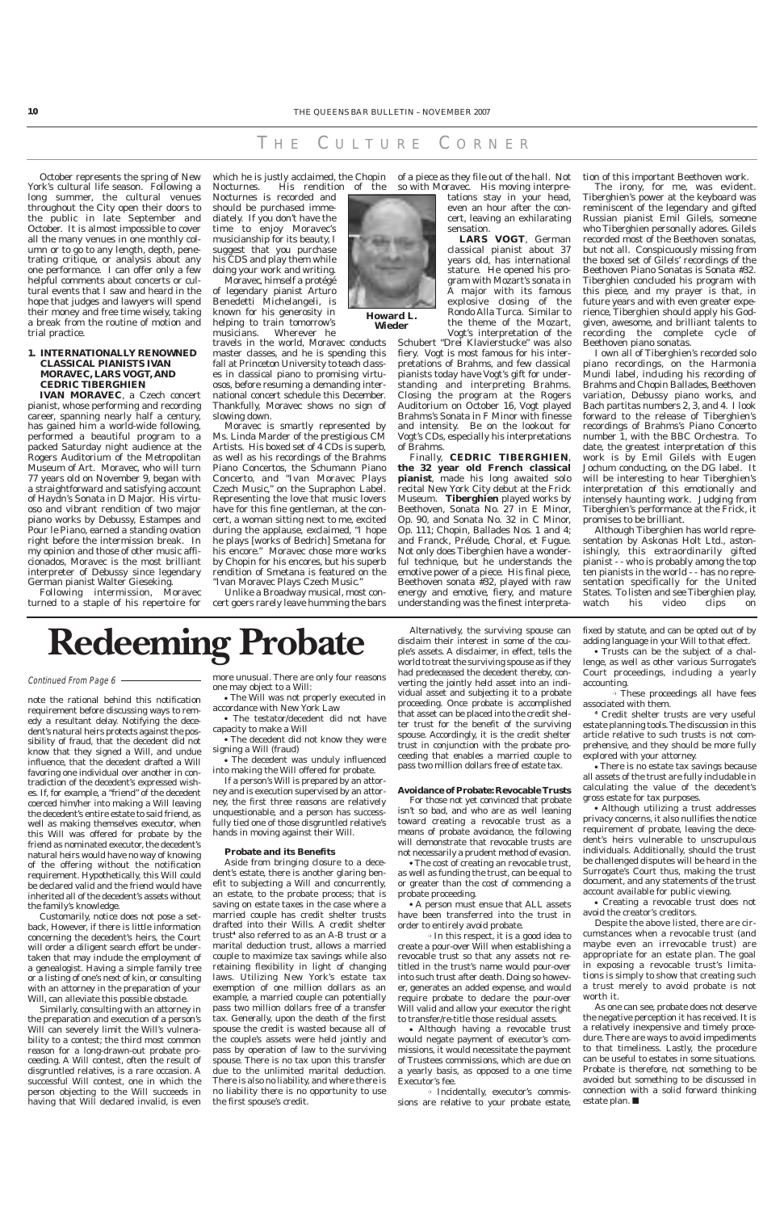# The Culture Corner

October represents the spring of New York's cultural life season. Following a long summer, the cultural venues throughout the City open their doors to the public in late September and October. It is almost impossible to cover all the many venues in one monthly column or to go to any length, depth, penetrating critique, or analysis about any one performance. I can offer only a few helpful comments about concerts or cultural events that I saw and heard in the hope that judges and lawyers will spend their money and free time wisely, taking a break from the routine of motion and trial practice.

**1. INTERNATIONALLY RENOWNED CLASSICAL PIANISTS IVAN MORAVEC, LARS VOGT, AND CEDRIC TIBERGHIEN**

**IVAN MORAVEC**, a Czech concert pianist, whose performing and recording career, spanning nearly half a century, has given him a world-wide following, performed a beautiful program to a packed Saturday night audience at the Rogers Auditorium of the Metropolitan Museum of Art. Moravec, who will turn 77 years old on November 9, began with a straightforward and satisfying account of Haydn's Sonata in D Major. His virtuoso and vibrant rendition of two major piano works by Debussy, Estampes and Pour le Piano, earned a standing ovation right before the intermission break. In my opinion and those of other music afficionados, Moravec is the most brilliant interpreter of Debussy since legendary German pianist Walter Gieseking.

Following intermission, Moravec turned to a staple of his repertoire for which he is justly acclaimed, the Chopin Nocturnes. His rendition of the Nocturnes is recorded and should be purchased immediately. If you don't have the time to enjoy Moravec's musicianship for its beauty, I suggest that you purchase his CDS and play them while doing your work and writing.

Moravec, himself a protégé of legendary pianist Arturo Benedetti Michelangeli, is known for his generosity in helping to train tomorrow's musicians. Wherever he travels in the world, Moravec conducts master classes, and he is spending this fall at Princeton University to teach classes in classical piano to promising virtuosos, before resuming a demanding international concert schedule this December. Thankfully, Moravec shows no sign of slowing down.

**Howard L. Wieder**

Moravec is smartly represented by Ms. Linda Marder of the prestigious CM Artists. His boxed set of 4 CDs is superb, as well as his recordings of the Brahms Piano Concertos, the Schumann Piano Concerto, and "Ivan Moravec Plays Czech Music," on the Supraphon Label. Representing the love that music lovers have for this fine gentleman, at the concert, a woman sitting next to me, excited during the applause, exclaimed, "I hope he plays [works of Bedrich] Smetana for his encore." Moravec chose more works by Chopin for his encores, but his superb rendition of Smetana is featured on the "Ivan Moravec Plays Czech Music."

Unlike a Broadway musical, most concert goers rarely leave humming the bars of a piece as they file out of the hall. Not so with Moravec. His moving interpretations stay in your head, even an hour after the concert, leaving an exhilarating sensation.

**LARS VOGT**, German classical pianist about 37 years old, has international stature. He opened his program with Mozart's sonata in A major with its famous explosive closing of the Rondo Alla Turca. Similar to the theme of the Mozart, Vogt's interpretation of the Schubert "Drei Klavierstucke" was also fiery. Vogt is most famous for his interpretations of Brahms, and few classical pianists today have Vogt's gift for understanding and interpreting Brahms. Closing the program at the Rogers Auditorium on October 16, Vogt played Brahms's Sonata in F Minor with finesse and intensity. Be on the lookout for Vogt's CDs, especially his interpretations of Brahms.

Finally, **CEDRIC TIBERGHIEN, the 32 year old French classical pianist**, made his long awaited solo recital New York City debut at the Frick Museum. **Tiberghien** played works by Beethoven, Sonata No. 27 in E Minor, Op. 90, and Sonata No. 32 in C Minor, Op. 111; Chopin, Ballades Nos. 1 and 4; and Franck, Prélude, Choral, et Fugue. Not only does Tiberghien have a wonderful technique, but he understands the emotive power of a piece. His final piece, Beethoven sonata #32, played with raw energy and emotive, fiery, and mature understanding was the finest interpretation of this important Beethoven work.

The irony, for me, was evident. Tiberghien's power at the keyboard was reminiscent of the legendary and gifted Russian pianist Emil Gilels, someone who Tiberghien personally adores. Gilels recorded most of the Beethoven sonatas, but not all. Conspicuously missing from the boxed set of Gilels' recordings of the Beethoven Piano Sonatas is Sonata #32. Tiberghien concluded his program with this piece, and my prayer is that, in future years and with even greater experience, Tiberghien should apply his God-given, awesome, and brilliant talents to recording the complete cycle of Beethoven piano sonatas.

I own all of Tiberghien's recorded solo piano recordings, on the Harmonia Mundi label, including his recording of Brahms and Chopin Ballades, Beethoven variation, Debussy piano works, and Bach partitas numbers 2, 3, and 4. I look forward to the release of Tiberghien's recordings of Brahms's Piano Concerto number 1, with the BBC Orchestra. To date, the greatest interpretation of this work is by Emil Gilels with Eugen Jochum conducting, on the DG label. It will be interesting to hear Tiberghien's interpretation of this emotionally and intensely haunting work. Judging from Tiberghien's performance at the Frick, it promises to be brilliant.

Although Tiberghien has world representation by Askonas Holt Ltd., astonishingly, this extraordinarily gifted pianist - - who is probably among the top ten pianists in the world - - has no representation specifically for the United States. To listen and see Tiberghien play, watch his video clips on

# Redeeming Probate

*Continued From Page 6*

note the rational behind this notification requirement before discussing ways to remedy a resultant delay. Notifying the decedent's natural heirs protects against the possibility of fraud, that the decedent did not know that they signed a Will, and undue influence, that the decedent drafted a Will favoring one individual over another in contradiction of the decedent's expressed wishes. If, for example, a "friend" of the decedent coerced him/her into making a Will leaving the decedent's entire estate to said friend, as well as making themselves executor, when this Will was offered for probate by the friend as nominated executor, the decedent's natural heirs would have no way of knowing of the offering without the notification requirement. Hypothetically, this Will could be declared valid and the friend would have inherited all of the decedent's assets without the family's knowledge.

Customarily, notice does not pose a setback. However, if there is little information concerning the decedent's heirs, the Court will order a diligent search effort be undertaken that may include the employment of a genealogist. Having a simple family tree or a listing of one's next of kin, or consulting with an attorney in the preparation of your Will, can alleviate this possible obstacle.

Similarly, consulting with an attorney in the preparation and execution of a person's Will can severely limit the Will's vulnerability to a contest; the third most common reason for a long-drawn-out probate proceeding. A Will contest, often the result of disgruntled relatives, is a rare occasion. A successful Will contest, one in which the person objecting to the Will succeeds in having that Will declared invalid, is even more unusual. There are only four reasons one may object to a Will:

- The Will was not properly executed in accordance with New York Law
- The testator/decedent did not have capacity to make a Will
- The decedent did not know they were signing a Will (fraud)
- The decedent was unduly influenced into making the Will offered for probate.

If a person's Will is prepared by an attorney and is execution supervised by an attorney, the first three reasons are relatively unquestionable, and a person has successfully tied one of those disgruntled relative's hands in moving against their Will.

### Probate and its Benefits

Aside from bringing closure to a decedent's estate, there is another glaring benefit to subjecting a Will and concurrently, an estate, to the probate process; that is saving on estate taxes in the case where a married couple has credit shelter trusts drafted into their Wills. A credit shelter trust[4] also referred to as an A-B trust or a marital deduction trust, allows a married couple to maximize tax savings while also retaining flexibility in light of changing laws. Utilizing New York's estate tax exemption of one million dollars as an example, a married couple can potentially pass two million dollars free of a transfer tax. Generally, upon the death of the first spouse the credit is wasted because all of the couple's assets were held jointly and pass by operation of law to the surviving spouse. There is no tax upon this transfer due to the unlimited marital deduction. There is also no liability, and where there is no liability there is no opportunity to use the first spouse's credit.

Alternatively, the surviving spouse can disclaim their interest in some of the couple's assets. A disclaimer, in effect, tells the world to treat the surviving spouse as if they had predeceased the decedent thereby, converting the jointly held asset into an individual asset and subjecting it to a probate proceeding. Once probate is accomplished that asset can be placed into the credit shelter trust for the benefit of the surviving spouse. Accordingly, it is the credit shelter trust in conjunction with the probate proceeding that enables a married couple to pass two million dollars free of estate tax.

### Avoidance of Probate: Revocable Trusts

For those not yet convinced that probate isn't so bad, and who are as well leaning toward creating a revocable trust as a means of probate avoidance, the following will demonstrate that revocable trusts are not necessarily a prudent method of evasion.

- The cost of creating an revocable trust, as well as funding the trust, can be equal to or greater than the cost of commencing a probate proceeding.
- A person must ensue that ALL assets have been transferred into the trust in order to entirely avoid probate.
  - In this respect, it is a good idea to create a pour-over Will when establishing a revocable trust so that any assets not retitled in the trust's name would pour-over into such trust after death. Doing so however, generates an added expense, and would require probate to declare the pour-over Will valid and allow your executor the right to transfer/re-title those residual assets.
- Although having a revocable trust would negate payment of executor's commissions, it would necessitate the payment of Trustees commissions, which are due on a yearly basis, as opposed to a one time Executor's fee.
  - Incidentally, executor's commissions are relative to your probate estate, fixed by statute, and can be opted out of by adding language in your Will to that effect.
- Trusts can be the subject of a challenge, as well as other various Surrogate's Court proceedings, including a yearly accounting.
  - These proceedings all have fees associated with them.

[4] Credit shelter trusts are very useful estate planning tools. The discussion in this article relative to such trusts is not comprehensive, and they should be more fully explored with your attorney.

- There is no estate tax savings because all assets of the trust are fully includable in calculating the value of the decedent's gross estate for tax purposes.
- Although utilizing a trust addresses privacy concerns, it also nullifies the notice requirement of probate, leaving the decedent's heirs vulnerable to unscrupulous individuals. Additionally, should the trust be challenged disputes will be heard in the Surrogate's Court thus, making the trust document, and any statements of the trust account available for public viewing.
- Creating a revocable trust does not avoid the creator's creditors.

Despite the above listed, there are circumstances when a revocable trust (and maybe even an irrevocable trust) are appropriate for an estate plan. The goal in exposing a revocable trust's limitations is simply to show that creating such a trust merely to avoid probate is not worth it.

As one can see, probate does not deserve the negative perception it has received. It is a relatively inexpensive and timely procedure. There are ways to avoid impediments to that timeliness. Lastly, the procedure can be useful to estates in some situations. Probate is therefore, not something to be avoided but something to be discussed in connection with a solid forward thinking estate plan. ■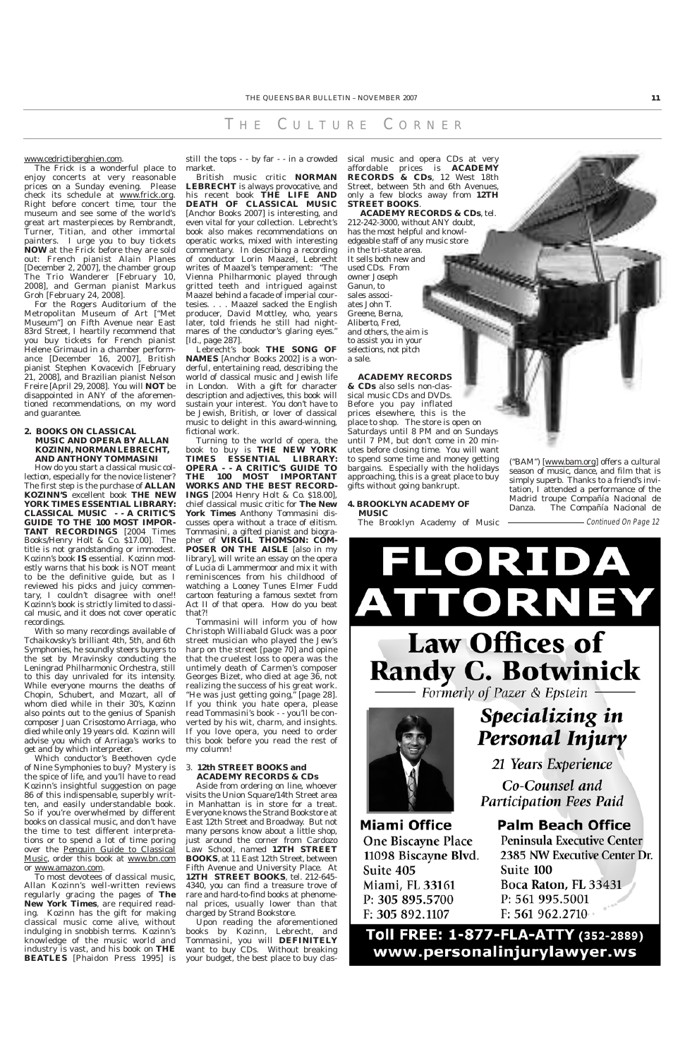## THE CULTURE CORNER

www.cedrictiberghien.com.

The Frick is a wonderful place to enjoy concerts at very reasonable prices on a Sunday evening. Please check its schedule at www.frick.org. Right before concert time, tour the museum and see some of the world's great art masterpieces by Rembrandt, Turner, Titian, and other immortal painters. I urge you to buy tickets **NOW** at the Frick before they are sold out: French pianist Alain Planes [December 2, 2007], the chamber group The Trio Wanderer [February 10, 2008], and German pianist Markus Groh [February 24, 2008].

For the Rogers Auditorium of the Metropolitan Museum of Art ["Met Museum"] on Fifth Avenue near East 83rd Street, I heartily recommend that you buy tickets for French pianist Helene Grimaud in a chamber performance [December 16, 2007], British pianist Stephen Kovacevich [February 21, 2008], and Brazilian pianist Nelson Freire [April 29, 2008]. You will **NOT** be disappointed in ANY of the aforementioned recommendations, on my word and guarantee.

### 2. BOOKS ON CLASSICAL MUSIC AND OPERA BY ALLAN KOZINN, NORMAN LEBRECHT, AND ANTHONY TOMMASINI

How do you start a classical music collection, especially for the novice listener? The first step is the purchase of **ALLAN KOZINN'S** excellent book **THE NEW YORK TIMES ESSENTIAL LIBRARY: CLASSICAL MUSIC - - A CRITIC'S GUIDE TO THE 100 MOST IMPORTANT RECORDINGS** [2004 Times Books/Henry Holt & Co. $17.00]. The title is not grandstanding or immodest. Kozinn's book **IS** essential. Kozinn modestly warns that his book is NOT meant to be the definitive guide, but as I reviewed his picks and juicy commentary, I couldn't disagree with one!! Kozinn's book is strictly limited to classical music, and it does not cover operatic recordings.

With so many recordings available of Tchaikovsky's brilliant 4th, 5th, and 6th Symphonies, he soundly steers buyers to the set by Mravinsky conducting the Leningrad Philharmonic Orchestra, still to this day unrivaled for its intensity. While everyone mourns the deaths of Chopin, Schubert, and Mozart, all of whom died while in their 30's, Kozinn also points out to the genius of Spanish composer Juan Crisostomo Arriaga, who died while only 19 years old. Kozinn will advise you which of Arriaga's works to get and by which interpreter.

Which conductor's Beethoven cycle of Nine Symphonies to buy? Mystery is the spice of life, and you'll have to read Kozinn's insightful suggestion on page 86 of this indispensable, superbly written, and easily understandable book. So if you're overwhelmed by different books on classical music, and don't have the time to test different interpretations or to spend a lot of time poring over the Penguin Guide to Classical Music, order this book at www.bn.com or www.amazon.com.

To most devotees of classical music, Allan Kozinn's well-written reviews regularly gracing the pages of **The New York Times**, are required reading. Kozinn has the gift for making classical music come alive, without indulging in snobbish terms. Kozinn's knowledge of the music world and industry is vast, and his book on **THE BEATLES** [Phaidon Press 1995] is still the tops - - by far - - in a crowded market.

British music critic **NORMAN LEBRECHT** is always provocative, and his recent book **THE LIFE AND DEATH OF CLASSICAL MUSIC** [Anchor Books 2007] is interesting, and even vital for your collection. Lebrecht's book also makes recommendations on operatic works, mixed with interesting commentary. In describing a recording of conductor Lorin Maazel, Lebrecht writes of Maazel's temperament: "The Vienna Philharmonic played through gritted teeth and intrigued against Maazel behind a facade of imperial courtesies. . . . Maazel sacked the English producer, David Mottley, who, years later, told friends he still had nightmares of the conductor's glaring eyes." [Id., page 287].

Lebrecht's book **THE SONG OF NAMES** [Anchor Books 2002] is a wonderful, entertaining read, describing the world of classical music and Jewish life in London. With a gift for character description and adjectives, this book will sustain your interest. You don't have to be Jewish, British, or lover of classical music to delight in this award-winning, fictional work.

Turning to the world of opera, the book to buy is **THE NEW YORK TIMES ESSENTIAL LIBRARY: OPERA - - A CRITIC'S GUIDE TO THE 100 MOST IMPORTANT WORKS AND THE BEST RECORDINGS** [2004 Henry Holt & Co. $18.00], chief classical music critic for **The New York Times** Anthony Tommasini discusses opera without a trace of elitism. Tommasini, a gifted pianist and biographer of **VIRGIL THOMSON: COMPOSER ON THE AISLE** [also in my library], will write an essay on the opera of Lucia di Lammermoor and mix it with reminiscences from his childhood of watching a Looney Tunes Elmer Fudd cartoon featuring a famous sextet from Act II of that opera. How do you beat that?!

Tommasini will inform you of how Christoph Williabald Gluck was a poor street musician who played the Jew's harp on the street [page 70] and opine that the cruelest loss to opera was the untimely death of Carmen's composer Georges Bizet, who died at age 36, not realizing the success of his great work. "He was just getting going," [page 28]. If you think you hate opera, please read Tommasini's book - - you'll be converted by his wit, charm, and insights. If you love opera, you need to order this book before you read the rest of my column!

### 3. 12th STREET BOOKS and ACADEMY RECORDS & CDs

Aside from ordering on line, whoever visits the Union Square/14th Street area in Manhattan is in store for a treat. Everyone knows the Strand Bookstore at East 12th Street and Broadway. But not many persons know about a little shop, just around the corner from Cardozo Law School, named **12TH STREET BOOKS**, at 11 East 12th Street, between Fifth Avenue and University Place. At **12TH STREET BOOKS**, tel. 212-645-4340, you can find a treasure trove of rare and hard-to-find books at phenomenal prices, usually lower than that charged by Strand Bookstore.

Upon reading the aforementioned books by Kozinn, Lebrecht, and Tommasini, you will **DEFINITELY** want to buy CDs. Without breaking your budget, the best place to buy classical music and opera CDs at very affordable prices is **ACADEMY RECORDS & CDs**, 12 West 18th Street, between 5th and 6th Avenues, only a few blocks away from **12TH STREET BOOKS**.

**ACADEMY RECORDS & CDs**, tel. 212-242-3000, without ANY doubt, has the most helpful and knowledgeable staff of any music store in the tri-state area. It sells both new and used CDs. From owner Joseph Ganun, to sales associates John T. Greene, Berna, Aliberto, Fred, and others, the aim is to assist you in your selections, not pitch a sale.

**ACADEMY RECORDS & CDs** also sells non-classical music CDs and DVDs. Before you pay inflated prices elsewhere, this is the place to shop. The store is open on Saturdays until 8 PM and on Sundays until 7 PM, but don't come in 20 minutes before closing time. You will want to spend some time and money getting bargains. Especially with the holidays approaching, this is a great place to buy gifts without going bankrupt.

### 4. BROOKLYN ACADEMY OF MUSIC

The Brooklyn Academy of Music ("BAM") [www.bam.org] offers a cultural season of music, dance, and film that is simply superb. Thanks to a friend's invitation, I attended a performance of the Madrid troupe Compañía Nacional de Danza. The Compañía Nacional de

*Continued On Page 12*

---

# FLORIDA ATTORNEY

## Law Offices of Randy C. Botwinick

*Formerly of Pazer & Epstein*

***Specializing in Personal Injury***

*21 Years Experience*

*Co-Counsel and Participation Fees Paid*

**Miami Office**
One Biscayne Place
11098 Biscayne Blvd.
Suite 405
Miami, FL 33161
P: 305 895.5700
F: 305 892.1107

**Palm Beach Office**
Peninsula Executive Center
2385 NW Executive Center Dr.
Suite 100
Boca Raton, FL 33431
P: 561 995.5001
F: 561 962.2710

**Toll FREE: 1-877-FLA-ATTY (352-2889)**
**www.personalinjurylawyer.ws**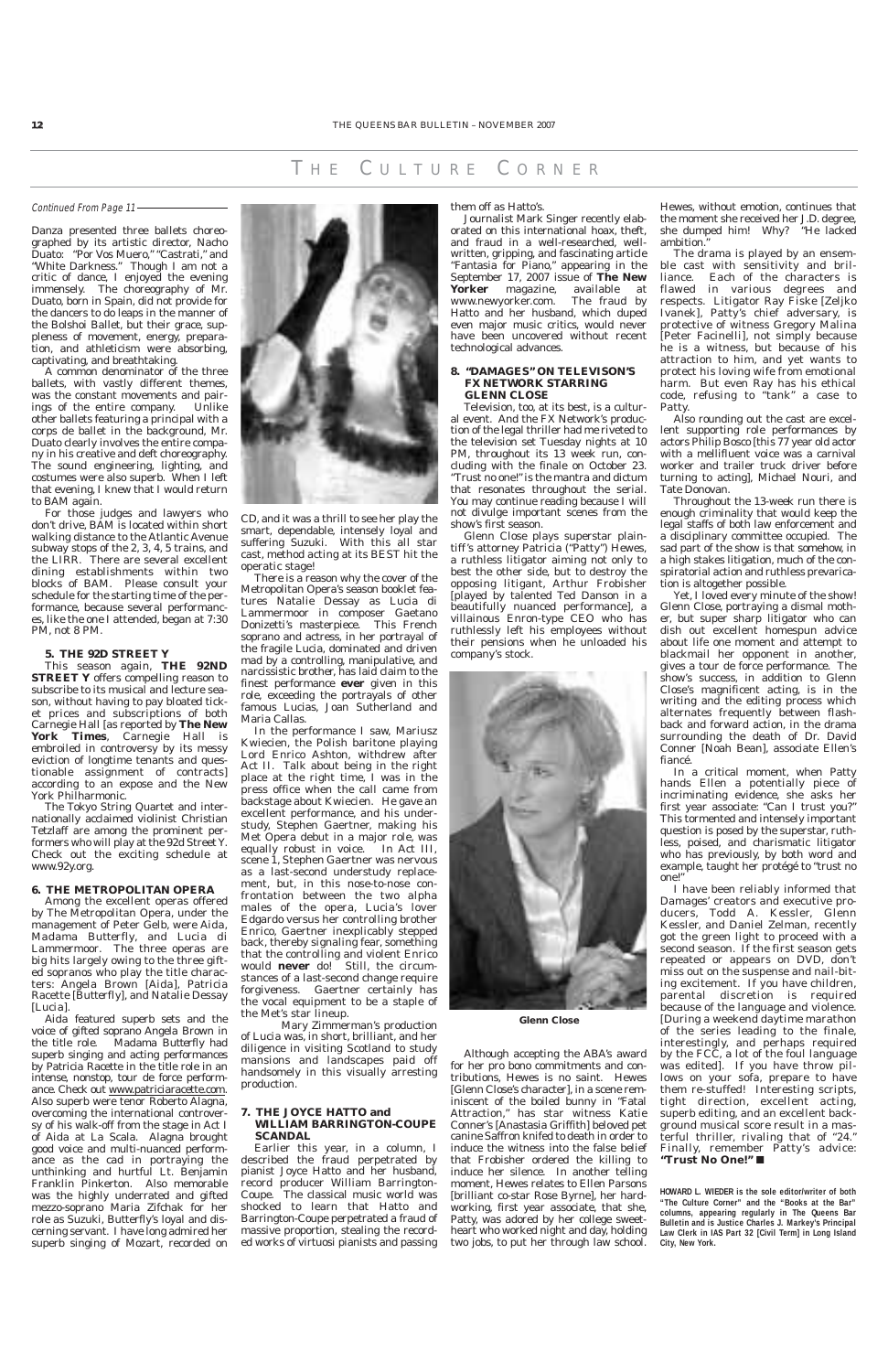# THE CULTURE CORNER

*Continued From Page 11*

Danza presented three ballets choreographed by its artistic director, Nacho Duato: "Por Vos Muero," "Castrati," and "White Darkness." Though I am not a critic of dance, I enjoyed the evening immensely. The choreography of Mr. Duato, born in Spain, did not provide for the dancers to do leaps in the manner of the Bolshoi Ballet, but their grace, suppleness of movement, energy, preparation, and athleticism were absorbing, captivating, and breathtaking.

A common denominator of the three ballets, with vastly different themes, was the constant movements and pairings of the entire company. Unlike other ballets featuring a principal with a corps de ballet in the background, Mr. Duato clearly involves the entire company in his creative and deft choreography. The sound engineering, lighting, and costumes were also superb. When I left that evening, I knew that I would return to BAM again.

For those judges and lawyers who don't drive, BAM is located within short walking distance to the Atlantic Avenue subway stops of the 2, 3, 4, 5 trains, and the LIRR. There are several excellent dining establishments within two blocks of BAM. Please consult your schedule for the starting time of the performance, because several performances, like the one I attended, began at 7:30 PM, not 8 PM.

**5. THE 92D STREET Y**

This season again, **THE 92ND STREET Y** offers compelling reason to subscribe to its musical and lecture season, without having to pay bloated ticket prices and subscriptions of both Carnegie Hall [as reported by **The New York Times**, Carnegie Hall is embroiled in controversy by its messy eviction of longtime tenants and questionable assignment of contracts] according to an expose and the New York Philharmonic.

The Tokyo String Quartet and internationally acclaimed violinist Christian Tetzlaff are among the prominent performers who will play at the 92d Street Y. Check out the exciting schedule at www.92y.org.

**6. THE METROPOLITAN OPERA**

Among the excellent operas offered by The Metropolitan Opera, under the management of Peter Gelb, were Aida, Madama Butterfly, and Lucia di Lammermoor. The three operas are big hits largely owing to the three gifted sopranos who play the title characters: Angela Brown [Aida], Patricia Racette [Butterfly], and Natalie Dessay [Lucia].

Aida featured superb sets and the voice of gifted soprano Angela Brown in the title role. Madama Butterfly had superb singing and acting performances by Patricia Racette in the title role in an intense, nonstop, tour de force performance. Check out www.patriciaracette.com. Also superb were tenor Roberto Alagna, overcoming the international controversy of his walk-off from the stage in Act I of Aida at La Scala. Alagna brought good voice and multi-nuanced performance as the cad in portraying the unthinking and hurtful Lt. Benjamin Franklin Pinkerton. Also memorable was the highly underrated and gifted mezzo-soprano Maria Zifchak for her role as Suzuki, Butterfly's loyal and discerning servant. I have long admired her superb singing of Mozart, recorded on CD, and it was a thrill to see her play the smart, dependable, intensely loyal and suffering Suzuki. With this all star cast, method acting at its BEST hit the operatic stage!

There is a reason why the cover of the Metropolitan Opera's season booklet features Natalie Dessay as Lucia di Lammermoor in composer Gaetano Donizetti's masterpiece. This French soprano and actress, in her portrayal of the fragile Lucia, dominated and driven mad by a controlling, manipulative, and narcissistic brother, has laid claim to the finest performance **ever** given in this role, exceeding the portrayals of other famous Lucias, Joan Sutherland and Maria Callas.

In the performance I saw, Mariusz Kwiecien, the Polish baritone playing Lord Enrico Ashton, withdrew after Act II. Talk about being in the right place at the right time, I was in the press office when the call came from backstage about Kwiecien. He gave an excellent performance, and his understudy, Stephen Gaertner, making his Met Opera debut in a major role, was equally robust in voice. In Act III, scene 1, Stephen Gaertner was nervous as a last-second understudy replacement, but, in this nose-to-nose confrontation between the two alpha males of the opera, Lucia's lover Edgardo versus her controlling brother Enrico, Gaertner inexplicably stepped back, thereby signaling fear, something that the controlling and violent Enrico would **never** do! Still, the circumstances of a last-second change require forgiveness. Gaertner certainly has the vocal equipment to be a staple of the Met's star lineup.

Mary Zimmerman's production of Lucia was, in short, brilliant, and her diligence in visiting Scotland to study mansions and landscapes paid off handsomely in this visually arresting production.

**7. THE JOYCE HATTO and WILLIAM BARRINGTON-COUPE SCANDAL**

Earlier this year, in a column, I described the fraud perpetrated by pianist Joyce Hatto and her husband, record producer William Barrington-Coupe. The classical music world was shocked to learn that Hatto and Barrington-Coupe perpetrated a fraud of massive proportion, stealing the recorded works of virtuosi pianists and passing them off as Hatto's.

Journalist Mark Singer recently elaborated on this international hoax, theft, and fraud in a well-researched, well-written, gripping, and fascinating article "Fantasia for Piano," appearing in the September 17, 2007 issue of **The New Yorker** magazine, available at www.newyorker.com. The fraud by Hatto and her husband, which duped even major music critics, would never have been uncovered without recent technological advances.

**8. "DAMAGES" ON TELEVISON'S FX NETWORK STARRING GLENN CLOSE**

Television, too, at its best, is a cultural event. And the FX Network's production of the legal thriller had me riveted to the television set Tuesday nights at 10 PM, throughout its 13 week run, concluding with the finale on October 23. "Trust no one!" is the mantra and dictum that resonates throughout the serial. You may continue reading because I will not divulge important scenes from the show's first season.

Glenn Close plays superstar plaintiff's attorney Patricia ("Patty") Hewes, a ruthless litigator aiming not only to best the other side, but to destroy the opposing litigant, Arthur Frobisher [played by talented Ted Danson in a beautifully nuanced performance], a villainous Enron-type CEO who has ruthlessly left his employees without their pensions when he unloaded his company's stock.

**Glenn Close**

Although accepting the ABA's award for her pro bono commitments and contributions, Hewes is no saint. Hewes [Glenn Close's character], in a scene reminiscent of the boiled bunny in "Fatal Attraction," has star witness Katie Conner's [Anastasia Griffith] beloved pet canine Saffron knifed to death in order to induce the witness into the false belief that Frobisher ordered the killing to induce her silence. In another telling moment, Hewes relates to Ellen Parsons [brilliant co-star Rose Byrne], her hardworking, first year associate, that she, Patty, was adored by her college sweetheart who worked night and day, holding two jobs, to put her through law school. Hewes, without emotion, continues that the moment she received her J.D. degree, she dumped him! Why? "He lacked ambition."

The drama is played by an ensemble cast with sensitivity and brilliance. Each of the characters is flawed in various degrees and respects. Litigator Ray Fiske [Zeljko Ivanek], Patty's chief adversary, is protective of witness Gregory Malina [Peter Facinelli], not simply because he is a witness, but because of his attraction to him, and yet wants to protect his loving wife from emotional harm. But even Ray has his ethical code, refusing to "tank" a case to Patty.

Also rounding out the cast are excellent supporting role performances by actors Philip Bosco [this 77 year old actor with a mellifluent voice was a carnival worker and trailer truck driver before turning to acting], Michael Nouri, and Tate Donovan.

Throughout the 13-week run there is enough criminality that would keep the legal staffs of both law enforcement and a disciplinary committee occupied. The sad part of the show is that somehow, in a high stakes litigation, much of the conspiratorial action and ruthless prevarication is altogether possible.

Yet, I loved every minute of the show! Glenn Close, portraying a dismal mother, but super sharp litigator who can dish out excellent homespun advice about life one moment and attempt to blackmail her opponent in another, gives a tour de force performance. The show's success, in addition to Glenn Close's magnificent acting, is in the writing and the editing process which alternates frequently between flashback and forward action, in the drama surrounding the death of Dr. David Conner [Noah Bean], associate Ellen's fiancé.

In a critical moment, when Patty hands Ellen a potentially piece of incriminating evidence, she asks her first year associate: "Can I trust you?" This tormented and intensely important question is posed by the superstar, ruthless, poised, and charismatic litigator who has previously, by both word and example, taught her protégé to "trust no one!"

I have been reliably informed that Damages' creators and executive producers, Todd A. Kessler, Glenn Kessler, and Daniel Zelman, recently got the green light to proceed with a second season. If the first season gets repeated or appears on DVD, don't miss out on the suspense and nail-biting excitement. If you have children, parental discretion is required because of the language and violence. [During a weekend daytime marathon of the series leading to the finale, interestingly, and perhaps required by the FCC, a lot of the foul language was edited]. If you have throw pillows on your sofa, prepare to have them re-stuffed! Interesting scripts, tight direction, excellent acting, superb editing, and an excellent background musical score result in a masterful thriller, rivaling that of "24." Finally, remember Patty's advice: **"Trust No One!"** ■

**HOWARD L. WIEDER is the sole editor/writer of both "The Culture Corner" and the "Books at the Bar" columns, appearing regularly in The Queens Bar Bulletin and is Justice Charles J. Markey's Principal Law Clerk in IAS Part 32 [Civil Term] in Long Island City, New York.**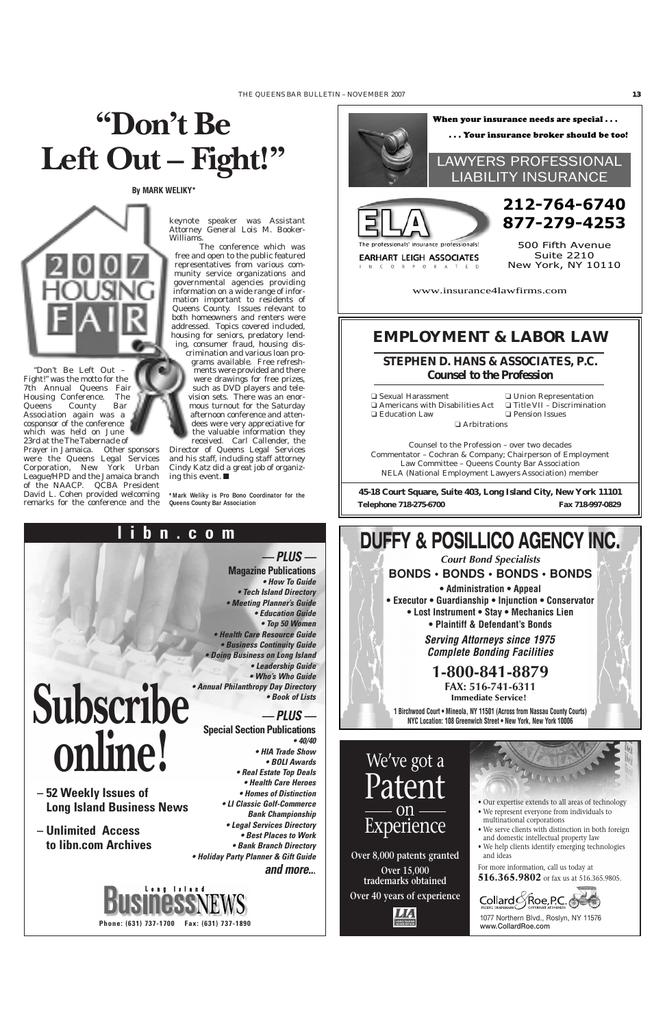# "Don't Be Left Out – Fight!"

**By MARK WELIKY***

2007 HOUSING FAIR

"Don't Be Left Out – Fight!" was the motto for the 7th Annual Queens Fair Housing Conference. The Queens County Bar Association again was a cosponsor of the conference which was held on June 23rd at the The Tabernacle of Prayer in Jamaica. Other sponsors were the Queens Legal Services Corporation, New York Urban League/HPD and the Jamaica branch of the NAACP. QCBA President David L. Cohen provided welcoming remarks for the conference and the keynote speaker was Assistant Attorney General Lois M. Booker-Williams.

The conference which was free and open to the public featured representatives from various community service organizations and governmental agencies providing information on a wide range of information important to residents of Queens County. Issues relevant to both homeowners and renters were addressed. Topics covered included, housing for seniors, predatory lending, consumer fraud, housing discrimination and various loan programs available. Free refreshments were provided and there were drawings for free prizes, such as DVD players and television sets. There was an enormous turnout for the Saturday afternoon conference and attendees were very appreciative for the valuable information they received. Carl Callender, the Director of Queens Legal Services and his staff, including staff attorney Cindy Katz did a great job of organizing this event. ■

*Mark Weliky is Pro Bono Coordinator for the Queens County Bar Association

---

**When your insurance needs are special . . .**

**. . . Your insurance broker should be too!**

LAWYERS PROFESSIONAL LIABILITY INSURANCE

ELA

The professionals' insurance professionals!

EARHART LEIGH ASSOCIATES INCORPORATED

**212-764-6740**
**877-279-4253**

500 Fifth Avenue
Suite 2210
New York, NY 10110

www.insurance4lawfirms.com

---

## EMPLOYMENT & LABOR LAW

### STEPHEN D. HANS & ASSOCIATES, P.C.
**Counsel to the Profession**

- ❑ Sexual Harassment
- ❑ Americans with Disabilities Act
- ❑ Education Law
- ❑ Union Representation
- ❑ Title VII – Discrimination
- ❑ Pension Issues
- ❑ Arbitrations

Counsel to the Profession – over two decades
Commentator – Cochran & Company; Chairperson of Employment Law Committee – Queens County Bar Association
NELA (National Employment Lawyers Association) member

**45-18 Court Square, Suite 403, Long Island City, New York 11101**
**Telephone 718-275-6700** **Fax 718-997-0829**

---

**libn.com**

# Subscribe online!

**– 52 Weekly Issues of Long Island Business News**

**– Unlimited Access to libn.com Archives**

**— PLUS —**
**Magazine Publications**
- How To Guide
- Tech Island Directory
- Meeting Planner's Guide
- Education Guide
- Top 50 Women
- Health Care Resource Guide
- Business Continuity Guide
- Doing Business on Long Island
- Leadership Guide
- Who's Who Guide
- Annual Philanthropy Day Directory
- Book of Lists

**— PLUS —**
**Special Section Publications**
- 40/40
- HIA Trade Show
- BOLI Awards
- Real Estate Top Deals
- Health Care Heroes
- Homes of Distinction
- LI Classic Golf-Commerce Bank Championship
- Legal Services Directory
- Best Places to Work
- Bank Branch Directory
- Holiday Party Planner & Gift Guide

***and more...***

Long Island BusinessNEWS

**Phone: (631) 737-1700 Fax: (631) 737-1890**

---

# DUFFY & POSILLICO AGENCY INC.

***Court Bond Specialists***

**BONDS • BONDS • BONDS • BONDS**

**• Administration • Appeal**
**• Executor • Guardianship • Injunction • Conservator**
**• Lost Instrument • Stay • Mechanics Lien**
**• Plaintiff & Defendant's Bonds**

***Serving Attorneys since 1975***
***Complete Bonding Facilities***

**1-800-841-8879**
**FAX: 516-741-6311**
**Immediate Service!**

**1 Birchwood Court • Mineola, NY 11501 (Across from Nassau County Courts)**
**NYC Location: 108 Greenwich Street • New York, New York 10006**

---

We've got a Patent — on — Experience

**Over 8,000 patents granted**
**Over 15,000 trademarks obtained**
**Over 40 years of experience**

- Our expertise extends to all areas of technology
- We represent everyone from individuals to multinational corporations
- We serve clients with distinction in both foreign and domestic intellectual property law
- We help clients identify emerging technologies and ideas

For more information, call us today at **516.365.9802** or fax us at 516.365.9805.

Collard & Roe, P.C.
PATENT, TRADEMARK & COPYRIGHT ATTORNEYS

1077 Northern Blvd., Roslyn, NY 11576
www.CollardRoe.com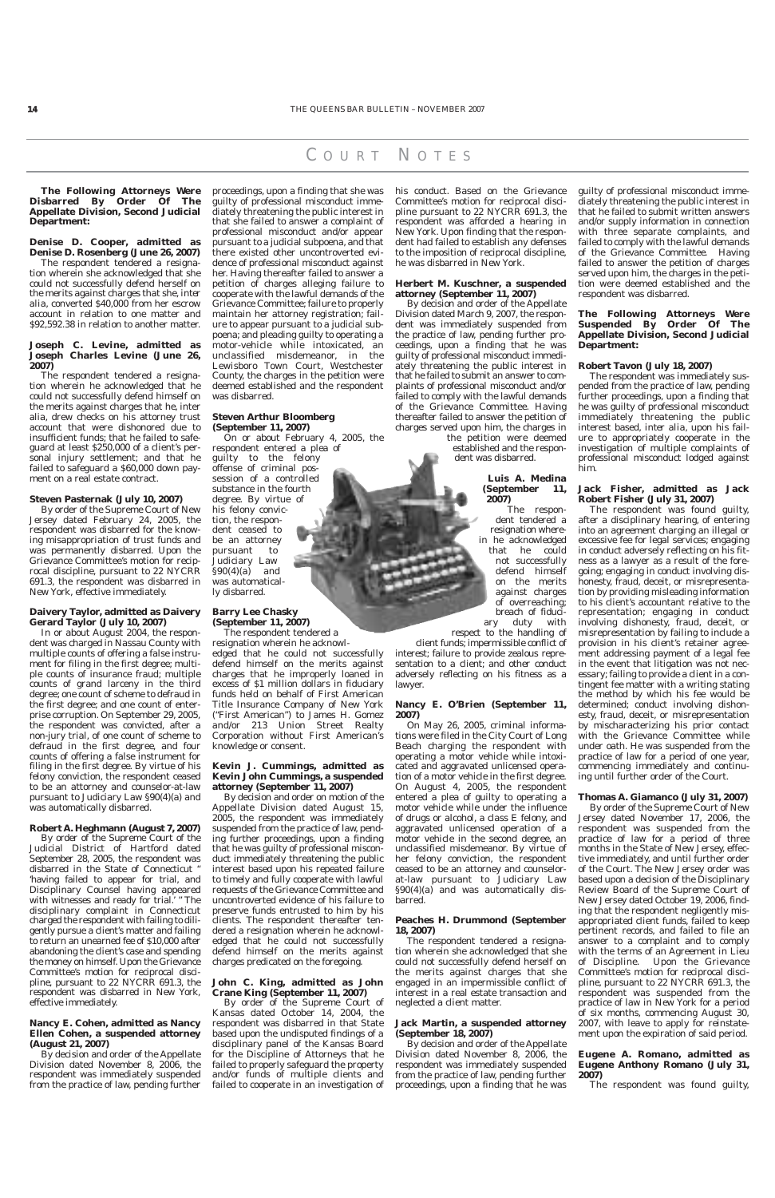# COURT NOTES

**The Following Attorneys Were Disbarred By Order Of The Appellate Division, Second Judicial Department:**

**Denise D. Cooper, admitted as Denise D. Rosenberg (June 26, 2007)**

The respondent tendered a resignation wherein she acknowledged that she could not successfully defend herself on the merits against charges that she, *inter alia*, converted $40,000 from her escrow account in relation to one matter and $92,592.38 in relation to another matter.

**Joseph C. Levine, admitted as Joseph Charles Levine (June 26, 2007)**

The respondent tendered a resignation wherein he acknowledged that he could not successfully defend himself on the merits against charges that he, inter alia, drew checks on his attorney trust account that were dishonored due to insufficient funds; that he failed to safeguard at least $250,000 of a client's personal injury settlement; and that he failed to safeguard a $60,000 down payment on a real estate contract.

**Steven Pasternak (July 10, 2007)**

By order of the Supreme Court of New Jersey dated February 24, 2005, the respondent was disbarred for the knowing misappropriation of trust funds and was permanently disbarred. Upon the Grievance Committee's motion for reciprocal discipline, pursuant to 22 NYCRR 691.3, the respondent was disbarred in New York, effective immediately.

**Daivery Taylor, admitted as Daivery Gerard Taylor (July 10, 2007)**

In or about August 2004, the respondent was charged in Nassau County with multiple counts of offering a false instrument for filing in the first degree; multiple counts of insurance fraud; multiple counts of grand larceny in the third degree; one count of scheme to defraud in the first degree; and one count of enterprise corruption. On September 29, 2005, the respondent was convicted, after a non-jury trial, of one count of scheme to defraud in the first degree, and four counts of offering a false instrument for filing in the first degree. By virtue of his felony conviction, the respondent ceased to be an attorney and counselor-at-law pursuant to Judiciary Law §90(4)(a) and was automatically disbarred.

**Robert A. Heghmann (August 7, 2007)**

By order of the Superior Court of the Judicial District of Hartford dated September 28, 2005, the respondent was disbarred in the State of Connecticut " 'having failed to appear for trial, and Disciplinary Counsel having appeared with witnesses and ready for trial.' " The disciplinary complaint in Connecticut charged the respondent with failing to diligently pursue a client's matter and failing to return an unearned fee of $10,000 after abandoning the client's case and spending the money on himself. Upon the Grievance Committee's motion for reciprocal discipline, pursuant to 22 NYCRR 691.3, the respondent was disbarred in New York, effective immediately.

**Nancy E. Cohen, admitted as Nancy Ellen Cohen, a suspended attorney (August 21, 2007)**

By decision and order of the Appellate Division dated November 8, 2006, the respondent was immediately suspended from the practice of law, pending further proceedings, upon a finding that she was guilty of professional misconduct immediately threatening the public interest in that she failed to answer a complaint of professional misconduct and/or appear pursuant to a judicial subpoena, and that there existed other uncontroverted evidence of professional misconduct against her. Having thereafter failed to answer a petition of charges alleging failure to cooperate with the lawful demands of the Grievance Committee; failure to properly maintain her attorney registration; failure to appear pursuant to a judicial subpoena; and pleading guilty to operating a motor-vehicle while intoxicated, an unclassified misdemeanor, in the Lewisboro Town Court, Westchester County, the charges in the petition were deemed established and the respondent was disbarred.

**Steven Arthur Bloomberg (September 11, 2007)**

On or about February 4, 2005, the respondent entered a plea of guilty to the felony offense of criminal possession of a controlled substance in the fourth degree. By virtue of his felony conviction, the respondent ceased to be an attorney pursuant to Judiciary Law §90(4)(a) and was automatically disbarred.

**Barry Lee Chasky (September 11, 2007)**

The respondent tendered a resignation wherein he acknowledged that he could not successfully defend himself on the merits against charges that he improperly loaned in excess of $1 million dollars in fiduciary funds held on behalf of First American Title Insurance Company of New York ("First American") to James H. Gomez and/or 213 Union Street Realty Corporation without First American's knowledge or consent.

**Kevin J. Cummings, admitted as Kevin John Cummings, a suspended attorney (September 11, 2007)**

By decision and order on motion of the Appellate Division dated August 15, 2005, the respondent was immediately suspended from the practice of law, pending further proceedings, upon a finding that he was guilty of professional misconduct immediately threatening the public interest based upon his repeated failure to timely and fully cooperate with lawful requests of the Grievance Committee and uncontroverted evidence of his failure to preserve funds entrusted to him by his clients. The respondent thereafter tendered a resignation wherein he acknowledged that he could not successfully defend himself on the merits against charges predicated on the foregoing.

**John C. King, admitted as John Crane King (September 11, 2007)**

By order of the Supreme Court of Kansas dated October 14, 2004, the respondent was disbarred in that State based upon the undisputed findings of a disciplinary panel of the Kansas Board for the Discipline of Attorneys that he failed to properly safeguard the property and/or funds of multiple clients and failed to cooperate in an investigation of his conduct. Based on the Grievance Committee's motion for reciprocal discipline pursuant to 22 NYCRR 691.3, the respondent was afforded a hearing in New York. Upon finding that the respondent had failed to establish any defenses to the imposition of reciprocal discipline, he was disbarred in New York.

**Herbert M. Kuschner, a suspended attorney (September 11, 2007)**

By decision and order of the Appellate Division dated March 9, 2007, the respondent was immediately suspended from the practice of law, pending further proceedings, upon a finding that he was guilty of professional misconduct immediately threatening the public interest in that he failed to submit an answer to complaints of professional misconduct and/or failed to comply with the lawful demands of the Grievance Committee. Having thereafter failed to answer the petition of charges served upon him, the charges in the petition were deemed established and the respondent was disbarred.

**Luis A. Medina (September 11, 2007)**

The respondent tendered a resignation wherein he acknowledged that he could not successfully defend himself on the merits against charges of overreaching; breach of fiduciary duty with respect to the handling of client funds; impermissible conflict of interest; failure to provide zealous representation to a client; and other conduct adversely reflecting on his fitness as a lawyer.

**Nancy E. O'Brien (September 11, 2007)**

On May 26, 2005, criminal informations were filed in the City Court of Long Beach charging the respondent with operating a motor vehicle while intoxicated and aggravated unlicensed operation of a motor vehicle in the first degree. On August 4, 2005, the respondent entered a plea of guilty to operating a motor vehicle while under the influence of drugs or alcohol, a class E felony, and aggravated unlicensed operation of a motor vehicle in the second degree, an unclassified misdemeanor. By virtue of her felony conviction, the respondent ceased to be an attorney and counselor-at-law pursuant to Judiciary Law §90(4)(a) and was automatically disbarred.

**Peaches H. Drummond (September 18, 2007)**

The respondent tendered a resignation wherein she acknowledged that she could not successfully defend herself on the merits against charges that she engaged in an impermissible conflict of interest in a real estate transaction and neglected a client matter.

**Jack Martin, a suspended attorney (September 18, 2007)**

By decision and order of the Appellate Division dated November 8, 2006, the respondent was immediately suspended from the practice of law, pending further proceedings, upon a finding that he was guilty of professional misconduct immediately threatening the public interest in that he failed to submit written answers and/or supply information in connection with three separate complaints, and failed to comply with the lawful demands of the Grievance Committee. Having failed to answer the petition of charges served upon him, the charges in the petition were deemed established and the respondent was disbarred.

**The Following Attorneys Were Suspended By Order Of The Appellate Division, Second Judicial Department:**

**Robert Tavon (July 18, 2007)**

The respondent was immediately suspended from the practice of law, pending further proceedings, upon a finding that he was guilty of professional misconduct immediately threatening the public interest based, inter alia, upon his failure to appropriately cooperate in the investigation of multiple complaints of professional misconduct lodged against him.

**Jack Fisher, admitted as Jack Robert Fisher (July 31, 2007)**

The respondent was found guilty, after a disciplinary hearing, of entering into an agreement charging an illegal or excessive fee for legal services; engaging in conduct adversely reflecting on his fitness as a lawyer as a result of the foregoing; engaging in conduct involving dishonesty, fraud, deceit, or misrepresentation by providing misleading information to his client's accountant relative to the representation; engaging in conduct involving dishonesty, fraud, deceit, or misrepresentation by failing to include a provision in his client's retainer agreement addressing payment of a legal fee in the event that litigation was not necessary; failing to provide a client in a contingent fee matter with a writing stating the method by which his fee would be determined; conduct involving dishonesty, fraud, deceit, or misrepresentation by mischaracterizing his prior contact with the Grievance Committee while under oath. He was suspended from the practice of law for a period of one year, commencing immediately and continuing until further order of the Court.

**Thomas A. Giamanco (July 31, 2007)**

By order of the Supreme Court of New Jersey dated November 17, 2006, the respondent was suspended from the practice of law for a period of three months in the State of New Jersey, effective immediately, and until further order of the Court. The New Jersey order was based upon a decision of the Disciplinary Review Board of the Supreme Court of New Jersey dated October 19, 2006, finding that the respondent negligently misappropriated client funds, failed to keep pertinent records, and failed to file an answer to a complaint and to comply with the terms of an Agreement in Lieu of Discipline. Upon the Grievance Committee's motion for reciprocal discipline, pursuant to 22 NYCRR 691.3, the respondent was suspended from the practice of law in New York for a period of six months, commencing August 30, 2007, with leave to apply for reinstatement upon the expiration of said period.

**Eugene A. Romano, admitted as Eugene Anthony Romano (July 31, 2007)**

The respondent was found guilty,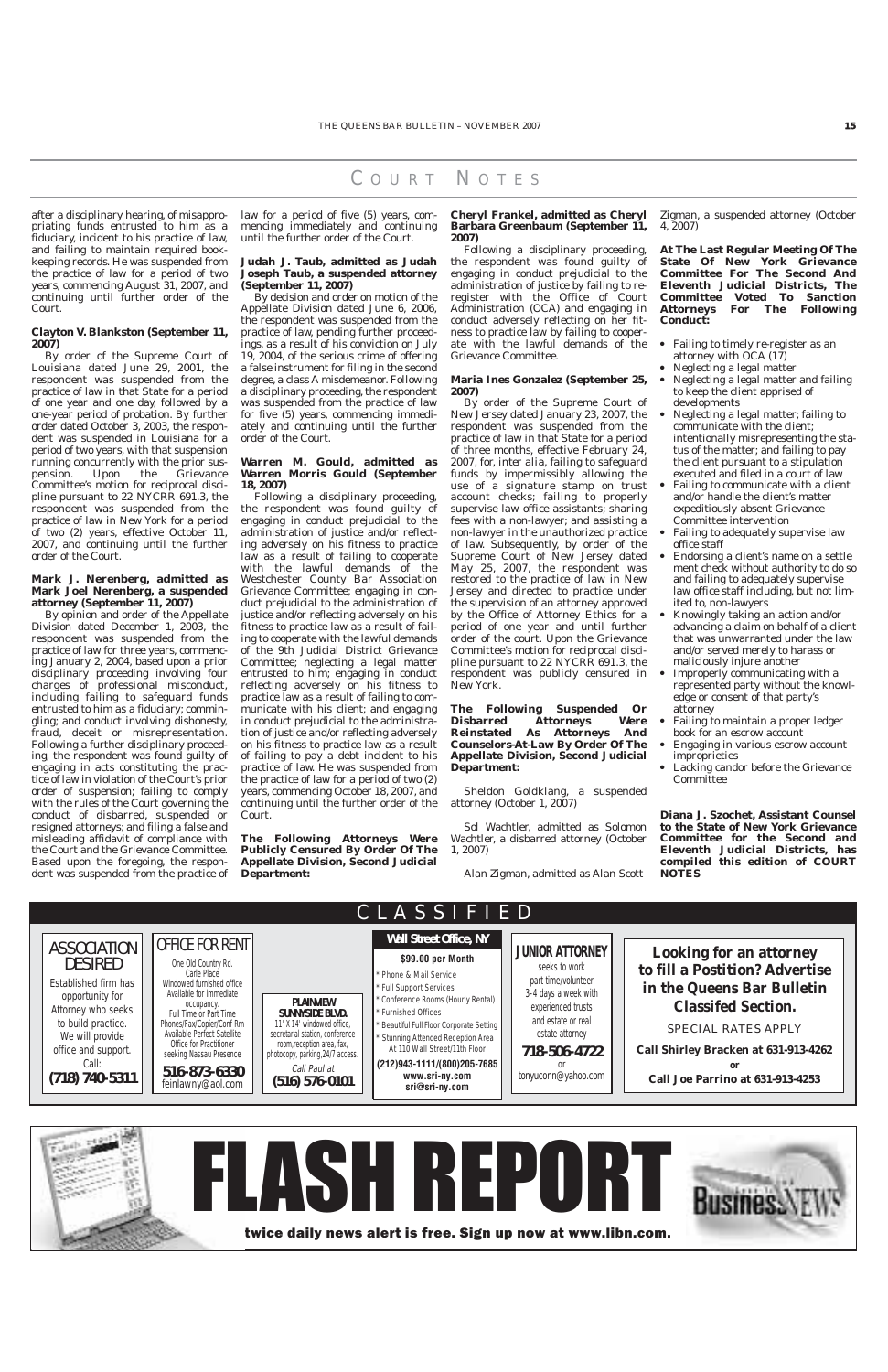# COURT NOTES

after a disciplinary hearing, of misappropriating funds entrusted to him as a fiduciary, incident to his practice of law, and failing to maintain required bookkeeping records. He was suspended from the practice of law for a period of two years, commencing August 31, 2007, and continuing until further order of the Court.

**Clayton V. Blankston (September 11, 2007)**

By order of the Supreme Court of Louisiana dated June 29, 2001, the respondent was suspended from the practice of law in that State for a period of one year and one day, followed by a one-year period of probation. By further order dated October 3, 2003, the respondent was suspended in Louisiana for a period of two years, with that suspension running concurrently with the prior suspension. Upon the Grievance Committee's motion for reciprocal discipline pursuant to 22 NYCRR 691.3, the respondent was suspended from the practice of law in New York for a period of two (2) years, effective October 11, 2007, and continuing until the further order of the Court.

**Mark J. Nerenberg, admitted as Mark Joel Nerenberg, a suspended attorney (September 11, 2007)**

By opinion and order of the Appellate Division dated December 1, 2003, the respondent was suspended from the practice of law for three years, commencing January 2, 2004, based upon a prior disciplinary proceeding involving four charges of professional misconduct, including failing to safeguard funds entrusted to him as a fiduciary; commingling; and conduct involving dishonesty, fraud, deceit or misrepresentation. Following a further disciplinary proceeding, the respondent was found guilty of engaging in acts constituting the practice of law in violation of the Court's prior order of suspension; failing to comply with the rules of the Court governing the conduct of disbarred, suspended or resigned attorneys; and filing a false and misleading affidavit of compliance with the Court and the Grievance Committee. Based upon the foregoing, the respondent was suspended from the practice of law for a period of five (5) years, commencing immediately and continuing until the further order of the Court.

**Judah J. Taub, admitted as Judah Joseph Taub, a suspended attorney (September 11, 2007)**

By decision and order on motion of the Appellate Division dated June 6, 2006, the respondent was suspended from the practice of law, pending further proceedings, as a result of his conviction on July 19, 2004, of the serious crime of offering a false instrument for filing in the second degree, a class A misdemeanor. Following a disciplinary proceeding, the respondent was suspended from the practice of law for five (5) years, commencing immediately and continuing until the further order of the Court.

**Warren M. Gould, admitted as Warren Morris Gould (September 18, 2007)**

Following a disciplinary proceeding, the respondent was found guilty of engaging in conduct prejudicial to the administration of justice and/or reflecting adversely on his fitness to practice law as a result of failing to cooperate with the lawful demands of the Westchester County Bar Association Grievance Committee; engaging in conduct prejudicial to the administration of justice and/or reflecting adversely on his fitness to practice law as a result of failing to cooperate with the lawful demands of the 9th Judicial District Grievance Committee; neglecting a legal matter entrusted to him; engaging in conduct reflecting adversely on his fitness to practice law as a result of failing to communicate with his client; and engaging in conduct prejudicial to the administration of justice and/or reflecting adversely on his fitness to practice law as a result of failing to pay a debt incident to his practice of law. He was suspended from the practice of law for a period of two (2) years, commencing October 18, 2007, and continuing until the further order of the Court.

**The Following Attorneys Were Publicly Censured By Order Of The Appellate Division, Second Judicial Department:**

**Cheryl Frankel, admitted as Cheryl Barbara Greenbaum (September 11, 2007)**

Following a disciplinary proceeding, the respondent was found guilty of engaging in conduct prejudicial to the administration of justice by failing to re-register with the Office of Court Administration (OCA) and engaging in conduct adversely reflecting on her fitness to practice law by failing to cooperate with the lawful demands of the Grievance Committee.

**Maria Ines Gonzalez (September 25, 2007)**

By order of the Supreme Court of New Jersey dated January 23, 2007, the respondent was suspended from the practice of law in that State for a period of three months, effective February 24, 2007, for, *inter alia*, failing to safeguard funds by impermissibly allowing the use of a signature stamp on trust account checks; failing to properly supervise law office assistants; sharing fees with a non-lawyer; and assisting a non-lawyer in the unauthorized practice of law. Subsequently, by order of the Supreme Court of New Jersey dated May 25, 2007, the respondent was restored to the practice of law in New Jersey and directed to practice under the supervision of an attorney approved by the Office of Attorney Ethics for a period of one year and until further order of the court. Upon the Grievance Committee's motion for reciprocal discipline pursuant to 22 NYCRR 691.3, the respondent was publicly censured in New York.

**The Following Suspended Or Disbarred Attorneys Were Reinstated As Attorneys And Counselors-At-Law By Order Of The Appellate Division, Second Judicial Department:**

Sheldon Goldklang, a suspended attorney (October 1, 2007)

Sol Wachtler, admitted as Solomon Wachtler, a disbarred attorney (October 1, 2007)

Alan Zigman, admitted as Alan Scott Zigman, a suspended attorney (October 4, 2007)

**At The Last Regular Meeting Of The State Of New York Grievance Committee For The Second And Eleventh Judicial Districts, The Committee Voted To Sanction Attorneys For The Following Conduct:**

- Failing to timely re-register as an attorney with OCA (17)
- Neglecting a legal matter
- Neglecting a legal matter and failing to keep the client apprised of developments
- Neglecting a legal matter; failing to communicate with the client; intentionally misrepresenting the status of the matter; and failing to pay the client pursuant to a stipulation executed and filed in a court of law
- Failing to communicate with a client and/or handle the client's matter expeditiously absent Grievance Committee intervention
- Failing to adequately supervise law office staff
- Endorsing a client's name on a settle ment check without authority to do so and failing to adequately supervise law office staff including, but not limited to, non-lawyers
- Knowingly taking an action and/or advancing a claim on behalf of a client that was unwarranted under the law and/or served merely to harass or maliciously injure another
- Improperly communicating with a represented party without the knowledge or consent of that party's attorney
- Failing to maintain a proper ledger book for an escrow account
- Engaging in various escrow account improprieties
- Lacking candor before the Grievance Committee

**Diana J. Szochet, Assistant Counsel to the State of New York Grievance Committee for the Second and Eleventh Judicial Districts, has compiled this edition of COURT NOTES**

# CLASSIFIED

**ASSOCIATION DESIRED**

Established firm has opportunity for Attorney who seeks to build practice. We will provide office and support. Call: **(718) 740-5311**

**OFFICE FOR RENT**

One Old Country Rd. Carle Place
Windowed furnished office
Available for immediate occupancy.
Full Time or Part Time
Phones/Fax/Copier/Conf Rm
Available Perfect Satellite Office for Practitioner seeking Nassau Presence
**516-873-6330**
feinlawny@aol.com

**PLAINVIEW SUNNYSIDE BLVD.**

11' X 14' windowed office, secretarial station, conference room, reception area, fax, photocopy, parking, 24/7 access.
*Call Paul at* **(516) 576-0101**

**Wall Street Office, NY**

**$99.00 per Month**

- Phone & Mail Service
- Full Support Services
- Conference Rooms (Hourly Rental)
- Furnished Offices
- Beautiful Full Floor Corporate Setting
- Stunning Attended Reception Area At 110 Wall Street/11th Floor

**(212)943-1111/(800)205-7685**
**www.sri-ny.com**
**sri@sri-ny.com**

**JUNIOR ATTORNEY**

seeks to work part time/volunteer 3-4 days a week with experienced trusts and estate or real estate attorney
**718-506-4722**
or
tonyuconn@yahoo.com

**Looking for an attorney to fill a Postition? Advertise in the Queens Bar Bulletin Classifed Section.**

SPECIAL RATES APPLY

**Call Shirley Bracken at 631-913-4262**
**or**
**Call Joe Parrino at 631-913-4253**

# FLASH REPORT

**twice daily news alert is free. Sign up now at www.libn.com.**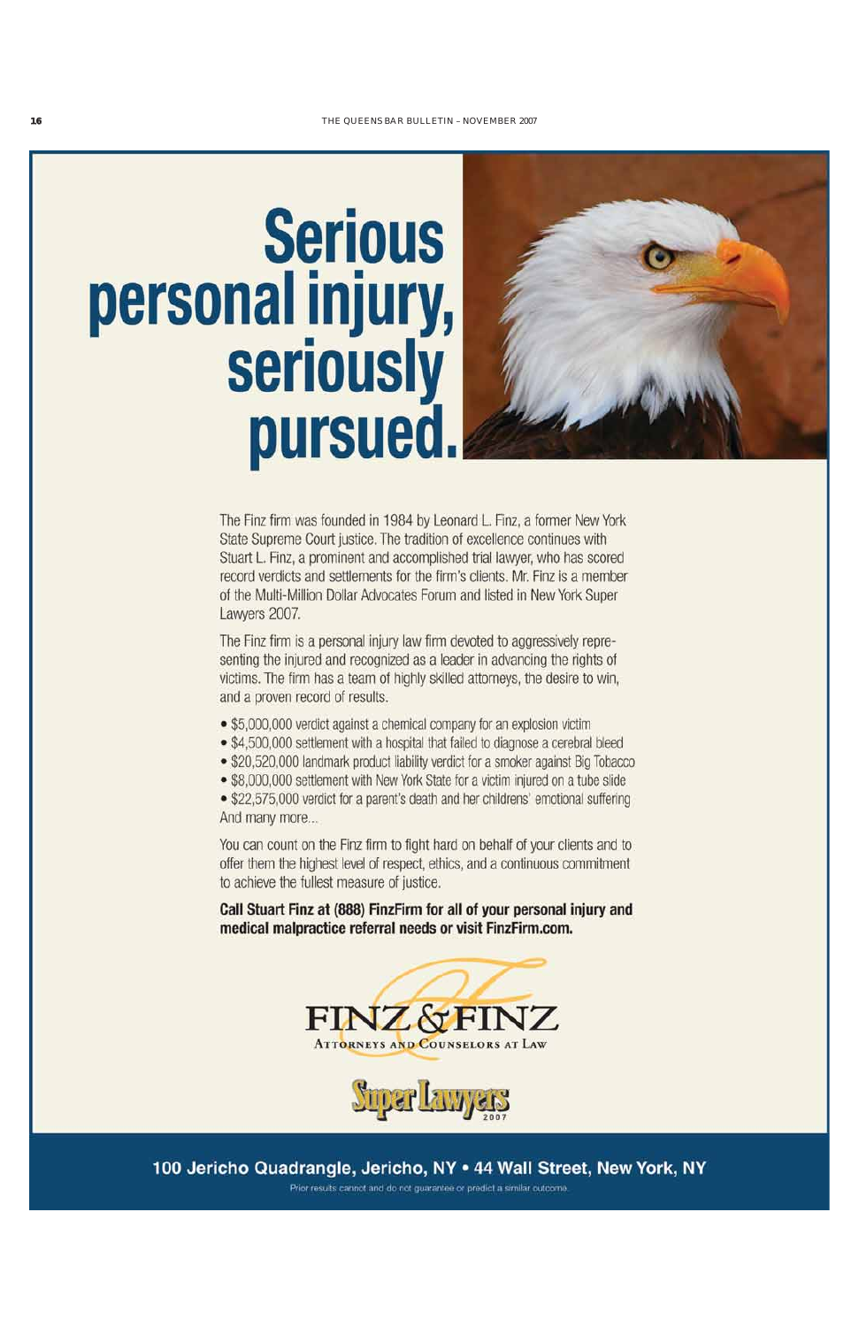# Serious personal injury, seriously pursued.

The Finz firm was founded in 1984 by Leonard L. Finz, a former New York State Supreme Court justice. The tradition of excellence continues with Stuart L. Finz, a prominent and accomplished trial lawyer, who has scored record verdicts and settlements for the firm's clients. Mr. Finz is a member of the Multi-Million Dollar Advocates Forum and listed in New York Super Lawyers 2007.

The Finz firm is a personal injury law firm devoted to aggressively representing the injured and recognized as a leader in advancing the rights of victims. The firm has a team of highly skilled attorneys, the desire to win, and a proven record of results.

- $5,000,000 verdict against a chemical company for an explosion victim
- $4,500,000 settlement with a hospital that failed to diagnose a cerebral bleed
- $20,520,000 landmark product liability verdict for a smoker against Big Tobacco
- $8,000,000 settlement with New York State for a victim injured on a tube slide
- $22,575,000 verdict for a parent's death and her childrens' emotional suffering

And many more...

You can count on the Finz firm to fight hard on behalf of your clients and to offer them the highest level of respect, ethics, and a continuous commitment to achieve the fullest measure of justice.

**Call Stuart Finz at (888) FinzFirm for all of your personal injury and medical malpractice referral needs or visit FinzFirm.com.**

FINZ & FINZ
ATTORNEYS AND COUNSELORS AT LAW

Super Lawyers 2007

**100 Jericho Quadrangle, Jericho, NY • 44 Wall Street, New York, NY**

Prior results cannot and do not guarantee or predict a similar outcome.